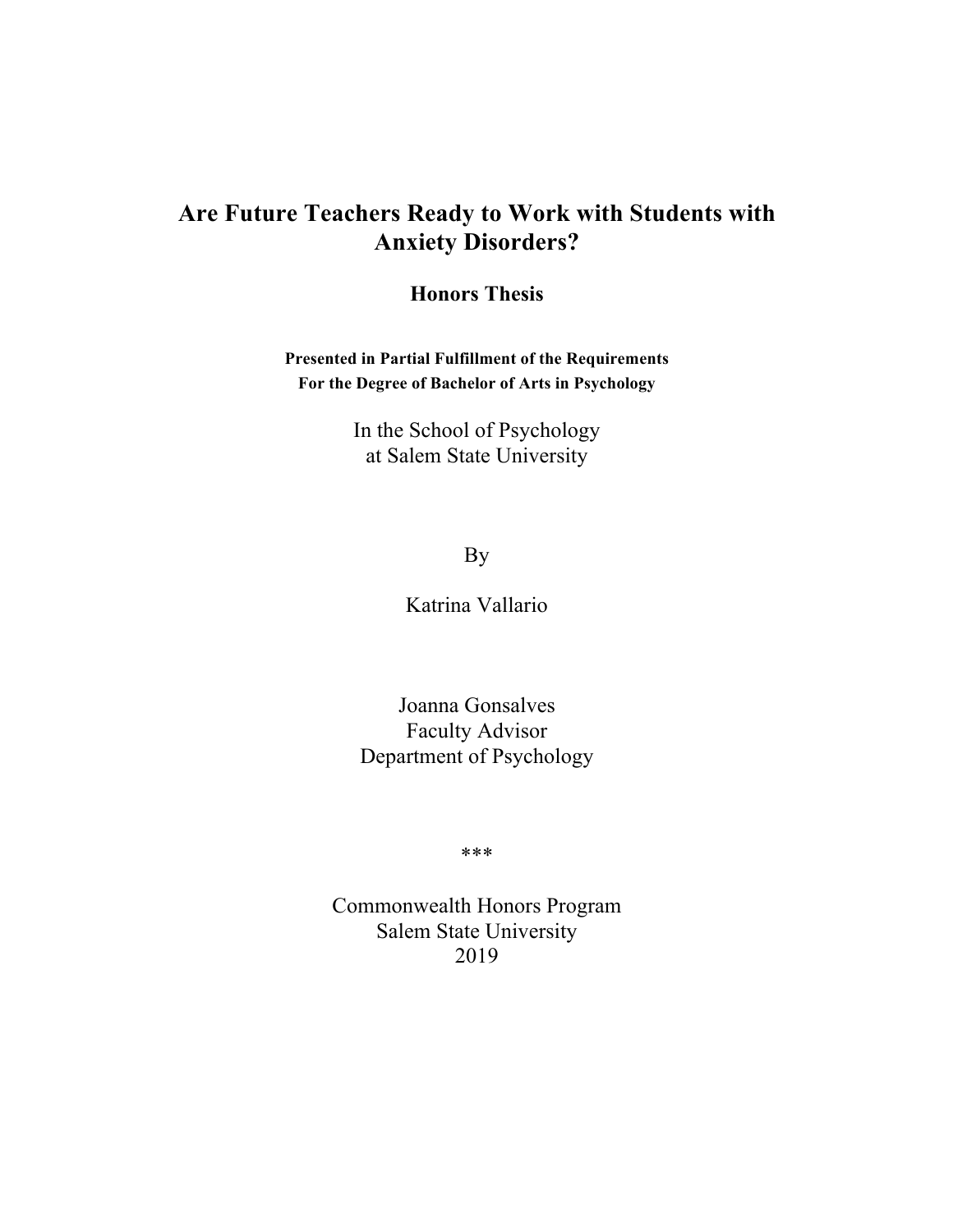# Are Future Teachers Ready to Work with Students with Anxiety Disorders?

**Honors Thesis**

**Presented in Partial Fulfillment of the Requirements**
**For the Degree of Bachelor of Arts in Psychology**

In the School of Psychology
at Salem State University

By

Katrina Vallario

Joanna Gonsalves
Faculty Advisor
Department of Psychology

***

Commonwealth Honors Program
Salem State University
2019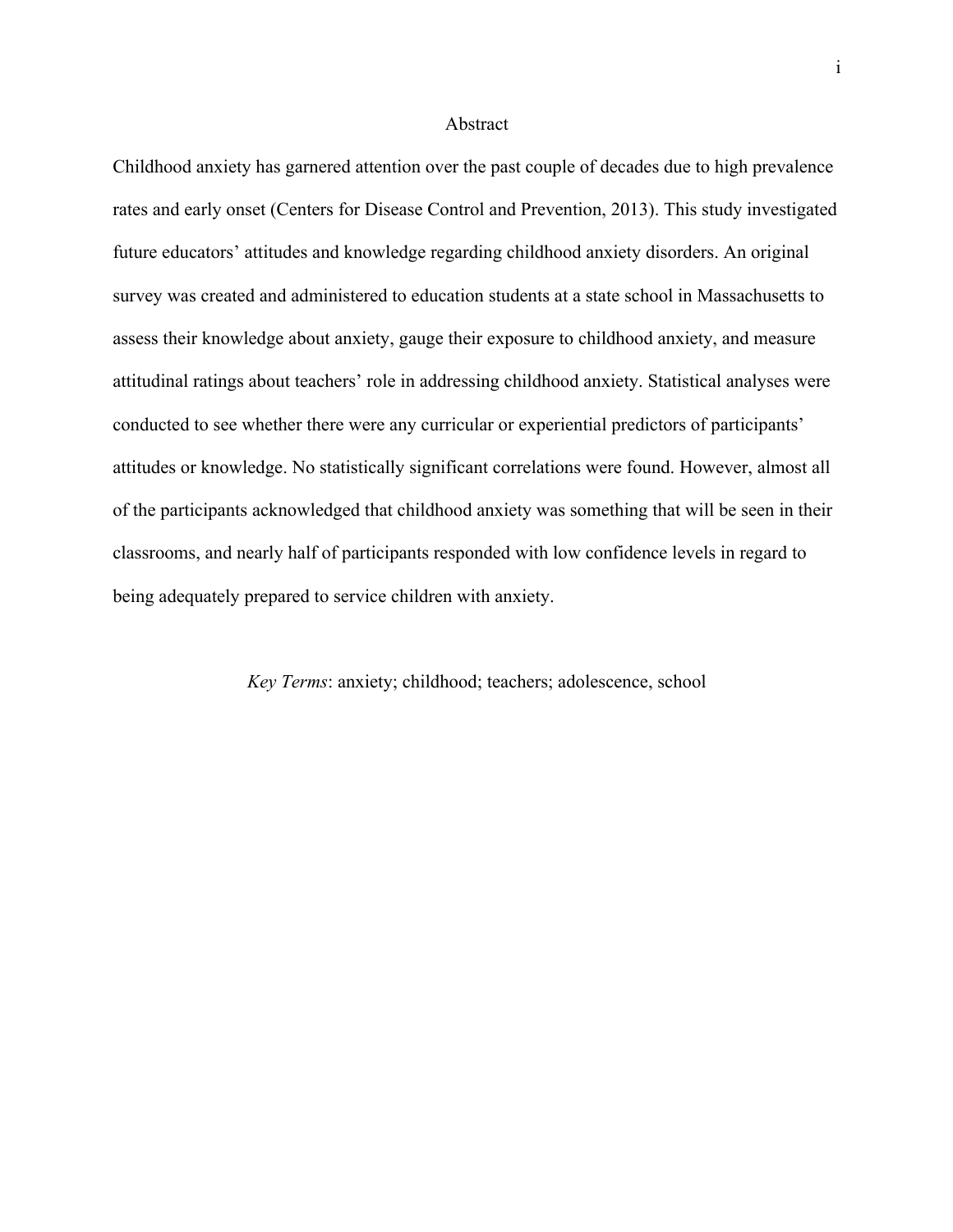# Abstract

Childhood anxiety has garnered attention over the past couple of decades due to high prevalence rates and early onset (Centers for Disease Control and Prevention, 2013). This study investigated future educators' attitudes and knowledge regarding childhood anxiety disorders. An original survey was created and administered to education students at a state school in Massachusetts to assess their knowledge about anxiety, gauge their exposure to childhood anxiety, and measure attitudinal ratings about teachers' role in addressing childhood anxiety. Statistical analyses were conducted to see whether there were any curricular or experiential predictors of participants' attitudes or knowledge. No statistically significant correlations were found. However, almost all of the participants acknowledged that childhood anxiety was something that will be seen in their classrooms, and nearly half of participants responded with low confidence levels in regard to being adequately prepared to service children with anxiety.

*Key Terms*: anxiety; childhood; teachers; adolescence, school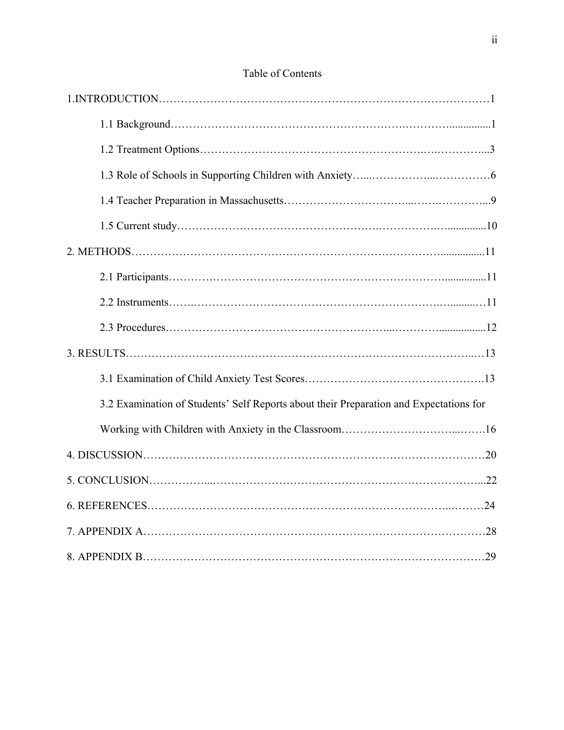# Table of Contents

1.INTRODUCTION……………………………………………………………………………1

1.1 Background……………………………………………………….…………...............1

1.2 Treatment Options……………………………………………………….….………...3

1.3 Role of Schools in Supporting Children with Anxiety…...……………...……………6

1.4 Teacher Preparation in Massachusetts…………………………...…….…………...9

1.5 Current study………………………………………….…………….…..............10

2. METHODS………………………………………………………………………................11

2.1 Participants………………………………………………………………...............11

2.2 Instruments…….…………………………………………………….….........…11

2.3 Procedures……………………………………………...…………..................12

3. RESULTS……………………………………………………………………………..…13

3.1 Examination of Child Anxiety Test Scores……………………………………….13

3.2 Examination of Students' Self Reports about their Preparation and Expectations for Working with Children with Anxiety in the Classroom…………………………...…….16

4. DISCUSSION……………………………………………………………………………20

5. CONCLUSION……………...……………………………………………………………...22

6. REFERENCES………………….……………………………………………….…..………24

7. APPENDIX A……………………………………………………………………………28

8. APPENDIX B………………….………………………………………….……………….29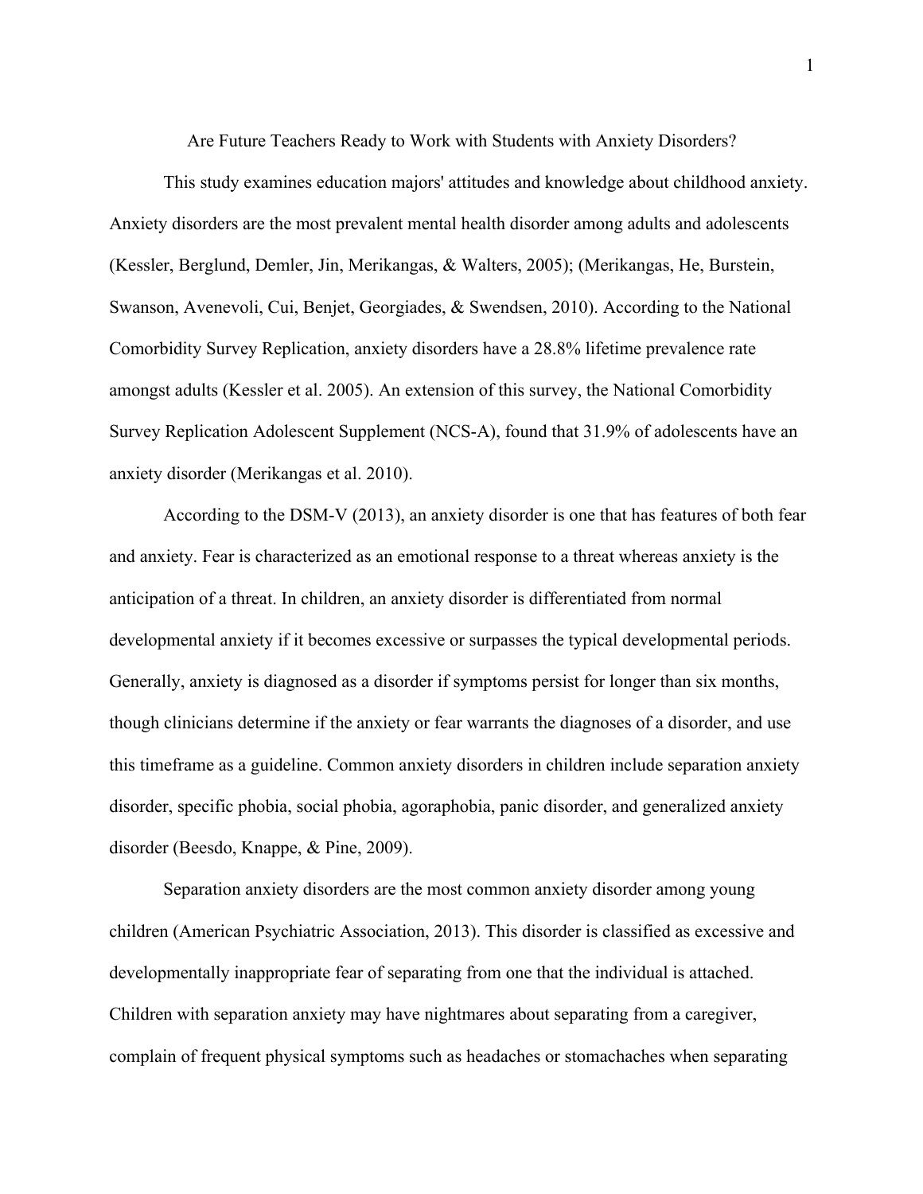# Are Future Teachers Ready to Work with Students with Anxiety Disorders?

This study examines education majors' attitudes and knowledge about childhood anxiety. Anxiety disorders are the most prevalent mental health disorder among adults and adolescents (Kessler, Berglund, Demler, Jin, Merikangas, & Walters, 2005); (Merikangas, He, Burstein, Swanson, Avenevoli, Cui, Benjet, Georgiades, & Swendsen, 2010). According to the National Comorbidity Survey Replication, anxiety disorders have a 28.8% lifetime prevalence rate amongst adults (Kessler et al. 2005). An extension of this survey, the National Comorbidity Survey Replication Adolescent Supplement (NCS-A), found that 31.9% of adolescents have an anxiety disorder (Merikangas et al. 2010).

According to the DSM-V (2013), an anxiety disorder is one that has features of both fear and anxiety. Fear is characterized as an emotional response to a threat whereas anxiety is the anticipation of a threat. In children, an anxiety disorder is differentiated from normal developmental anxiety if it becomes excessive or surpasses the typical developmental periods. Generally, anxiety is diagnosed as a disorder if symptoms persist for longer than six months, though clinicians determine if the anxiety or fear warrants the diagnoses of a disorder, and use this timeframe as a guideline. Common anxiety disorders in children include separation anxiety disorder, specific phobia, social phobia, agoraphobia, panic disorder, and generalized anxiety disorder (Beesdo, Knappe, & Pine, 2009).

Separation anxiety disorders are the most common anxiety disorder among young children (American Psychiatric Association, 2013). This disorder is classified as excessive and developmentally inappropriate fear of separating from one that the individual is attached. Children with separation anxiety may have nightmares about separating from a caregiver, complain of frequent physical symptoms such as headaches or stomachaches when separating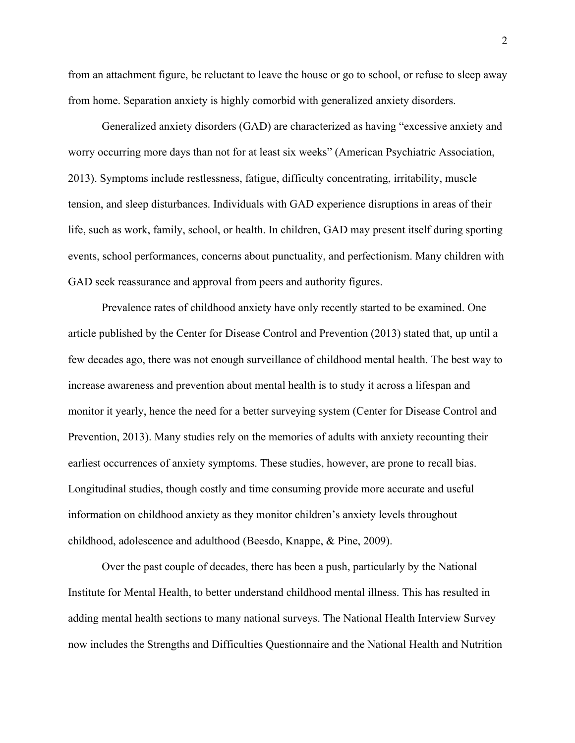from an attachment figure, be reluctant to leave the house or go to school, or refuse to sleep away from home. Separation anxiety is highly comorbid with generalized anxiety disorders.

Generalized anxiety disorders (GAD) are characterized as having "excessive anxiety and worry occurring more days than not for at least six weeks" (American Psychiatric Association, 2013). Symptoms include restlessness, fatigue, difficulty concentrating, irritability, muscle tension, and sleep disturbances. Individuals with GAD experience disruptions in areas of their life, such as work, family, school, or health. In children, GAD may present itself during sporting events, school performances, concerns about punctuality, and perfectionism. Many children with GAD seek reassurance and approval from peers and authority figures.

Prevalence rates of childhood anxiety have only recently started to be examined. One article published by the Center for Disease Control and Prevention (2013) stated that, up until a few decades ago, there was not enough surveillance of childhood mental health. The best way to increase awareness and prevention about mental health is to study it across a lifespan and monitor it yearly, hence the need for a better surveying system (Center for Disease Control and Prevention, 2013). Many studies rely on the memories of adults with anxiety recounting their earliest occurrences of anxiety symptoms. These studies, however, are prone to recall bias. Longitudinal studies, though costly and time consuming provide more accurate and useful information on childhood anxiety as they monitor children's anxiety levels throughout childhood, adolescence and adulthood (Beesdo, Knappe, & Pine, 2009).

Over the past couple of decades, there has been a push, particularly by the National Institute for Mental Health, to better understand childhood mental illness. This has resulted in adding mental health sections to many national surveys. The National Health Interview Survey now includes the Strengths and Difficulties Questionnaire and the National Health and Nutrition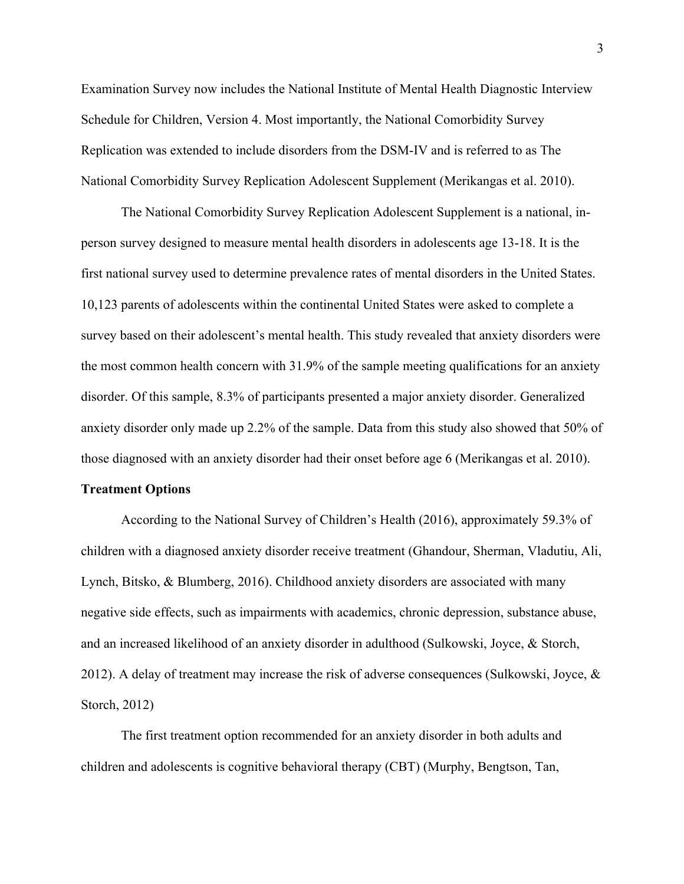Examination Survey now includes the National Institute of Mental Health Diagnostic Interview Schedule for Children, Version 4. Most importantly, the National Comorbidity Survey Replication was extended to include disorders from the DSM-IV and is referred to as The National Comorbidity Survey Replication Adolescent Supplement (Merikangas et al. 2010).

The National Comorbidity Survey Replication Adolescent Supplement is a national, in-person survey designed to measure mental health disorders in adolescents age 13-18. It is the first national survey used to determine prevalence rates of mental disorders in the United States. 10,123 parents of adolescents within the continental United States were asked to complete a survey based on their adolescent's mental health. This study revealed that anxiety disorders were the most common health concern with 31.9% of the sample meeting qualifications for an anxiety disorder. Of this sample, 8.3% of participants presented a major anxiety disorder. Generalized anxiety disorder only made up 2.2% of the sample. Data from this study also showed that 50% of those diagnosed with an anxiety disorder had their onset before age 6 (Merikangas et al. 2010).

**Treatment Options**

According to the National Survey of Children's Health (2016), approximately 59.3% of children with a diagnosed anxiety disorder receive treatment (Ghandour, Sherman, Vladutiu, Ali, Lynch, Bitsko, & Blumberg, 2016). Childhood anxiety disorders are associated with many negative side effects, such as impairments with academics, chronic depression, substance abuse, and an increased likelihood of an anxiety disorder in adulthood (Sulkowski, Joyce, & Storch, 2012). A delay of treatment may increase the risk of adverse consequences (Sulkowski, Joyce, & Storch, 2012)

The first treatment option recommended for an anxiety disorder in both adults and children and adolescents is cognitive behavioral therapy (CBT) (Murphy, Bengtson, Tan,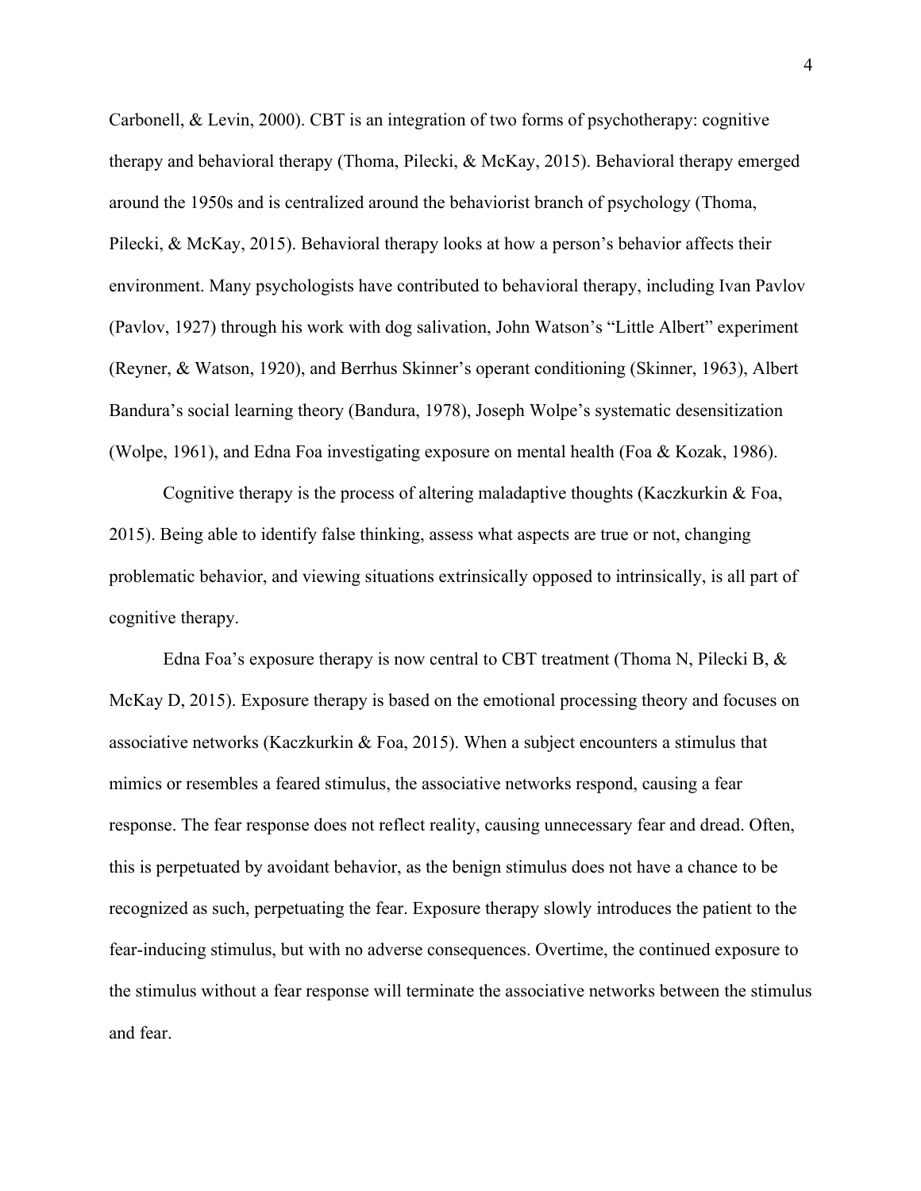Carbonell, & Levin, 2000). CBT is an integration of two forms of psychotherapy: cognitive therapy and behavioral therapy (Thoma, Pilecki, & McKay, 2015). Behavioral therapy emerged around the 1950s and is centralized around the behaviorist branch of psychology (Thoma, Pilecki, & McKay, 2015). Behavioral therapy looks at how a person's behavior affects their environment. Many psychologists have contributed to behavioral therapy, including Ivan Pavlov (Pavlov, 1927) through his work with dog salivation, John Watson's "Little Albert" experiment (Reyner, & Watson, 1920), and Berrhus Skinner's operant conditioning (Skinner, 1963), Albert Bandura's social learning theory (Bandura, 1978), Joseph Wolpe's systematic desensitization (Wolpe, 1961), and Edna Foa investigating exposure on mental health (Foa & Kozak, 1986).

Cognitive therapy is the process of altering maladaptive thoughts (Kaczkurkin & Foa, 2015). Being able to identify false thinking, assess what aspects are true or not, changing problematic behavior, and viewing situations extrinsically opposed to intrinsically, is all part of cognitive therapy.

Edna Foa's exposure therapy is now central to CBT treatment (Thoma N, Pilecki B, & McKay D, 2015). Exposure therapy is based on the emotional processing theory and focuses on associative networks (Kaczkurkin & Foa, 2015). When a subject encounters a stimulus that mimics or resembles a feared stimulus, the associative networks respond, causing a fear response. The fear response does not reflect reality, causing unnecessary fear and dread. Often, this is perpetuated by avoidant behavior, as the benign stimulus does not have a chance to be recognized as such, perpetuating the fear. Exposure therapy slowly introduces the patient to the fear-inducing stimulus, but with no adverse consequences. Overtime, the continued exposure to the stimulus without a fear response will terminate the associative networks between the stimulus and fear.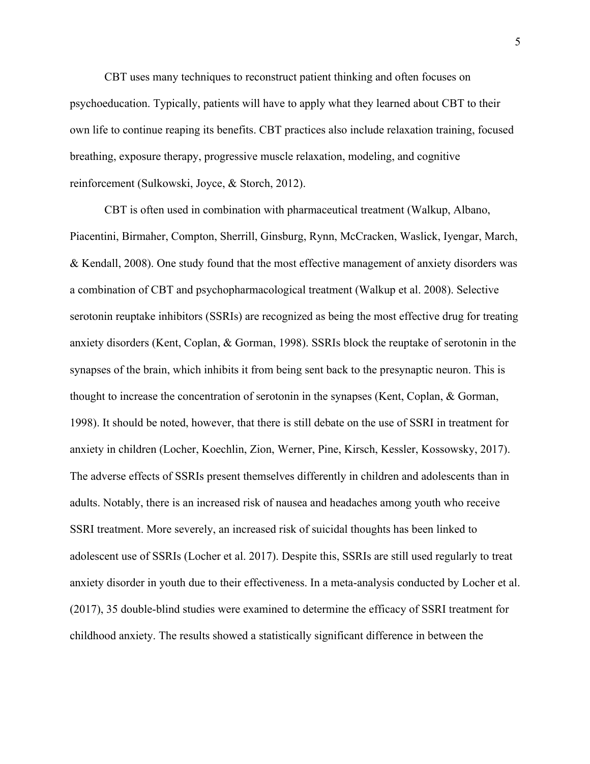CBT uses many techniques to reconstruct patient thinking and often focuses on psychoeducation. Typically, patients will have to apply what they learned about CBT to their own life to continue reaping its benefits. CBT practices also include relaxation training, focused breathing, exposure therapy, progressive muscle relaxation, modeling, and cognitive reinforcement (Sulkowski, Joyce, & Storch, 2012).

CBT is often used in combination with pharmaceutical treatment (Walkup, Albano, Piacentini, Birmaher, Compton, Sherrill, Ginsburg, Rynn, McCracken, Waslick, Iyengar, March, & Kendall, 2008). One study found that the most effective management of anxiety disorders was a combination of CBT and psychopharmacological treatment (Walkup et al. 2008). Selective serotonin reuptake inhibitors (SSRIs) are recognized as being the most effective drug for treating anxiety disorders (Kent, Coplan, & Gorman, 1998). SSRIs block the reuptake of serotonin in the synapses of the brain, which inhibits it from being sent back to the presynaptic neuron. This is thought to increase the concentration of serotonin in the synapses (Kent, Coplan, & Gorman, 1998). It should be noted, however, that there is still debate on the use of SSRI in treatment for anxiety in children (Locher, Koechlin, Zion, Werner, Pine, Kirsch, Kessler, Kossowsky, 2017). The adverse effects of SSRIs present themselves differently in children and adolescents than in adults. Notably, there is an increased risk of nausea and headaches among youth who receive SSRI treatment. More severely, an increased risk of suicidal thoughts has been linked to adolescent use of SSRIs (Locher et al. 2017). Despite this, SSRIs are still used regularly to treat anxiety disorder in youth due to their effectiveness. In a meta-analysis conducted by Locher et al. (2017), 35 double-blind studies were examined to determine the efficacy of SSRI treatment for childhood anxiety. The results showed a statistically significant difference in between the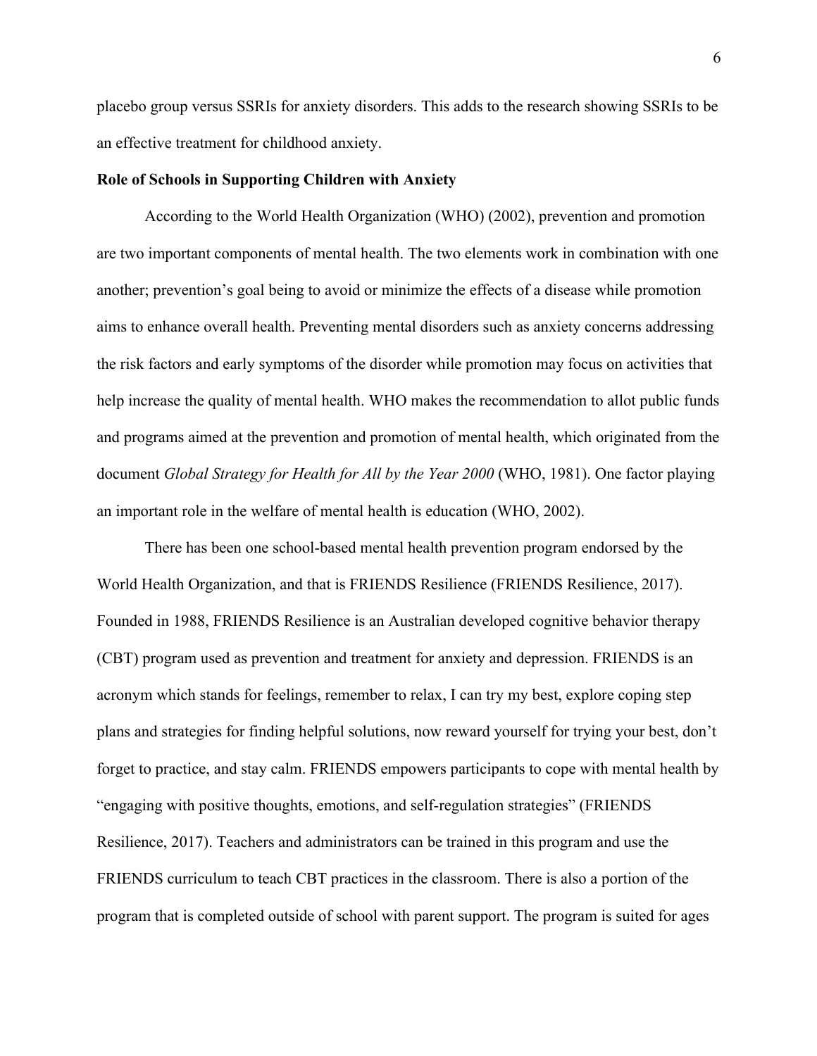placebo group versus SSRIs for anxiety disorders. This adds to the research showing SSRIs to be an effective treatment for childhood anxiety.

**Role of Schools in Supporting Children with Anxiety**

According to the World Health Organization (WHO) (2002), prevention and promotion are two important components of mental health. The two elements work in combination with one another; prevention's goal being to avoid or minimize the effects of a disease while promotion aims to enhance overall health. Preventing mental disorders such as anxiety concerns addressing the risk factors and early symptoms of the disorder while promotion may focus on activities that help increase the quality of mental health. WHO makes the recommendation to allot public funds and programs aimed at the prevention and promotion of mental health, which originated from the document *Global Strategy for Health for All by the Year 2000* (WHO, 1981). One factor playing an important role in the welfare of mental health is education (WHO, 2002).

There has been one school-based mental health prevention program endorsed by the World Health Organization, and that is FRIENDS Resilience (FRIENDS Resilience, 2017). Founded in 1988, FRIENDS Resilience is an Australian developed cognitive behavior therapy (CBT) program used as prevention and treatment for anxiety and depression. FRIENDS is an acronym which stands for feelings, remember to relax, I can try my best, explore coping step plans and strategies for finding helpful solutions, now reward yourself for trying your best, don't forget to practice, and stay calm. FRIENDS empowers participants to cope with mental health by "engaging with positive thoughts, emotions, and self-regulation strategies" (FRIENDS Resilience, 2017). Teachers and administrators can be trained in this program and use the FRIENDS curriculum to teach CBT practices in the classroom. There is also a portion of the program that is completed outside of school with parent support. The program is suited for ages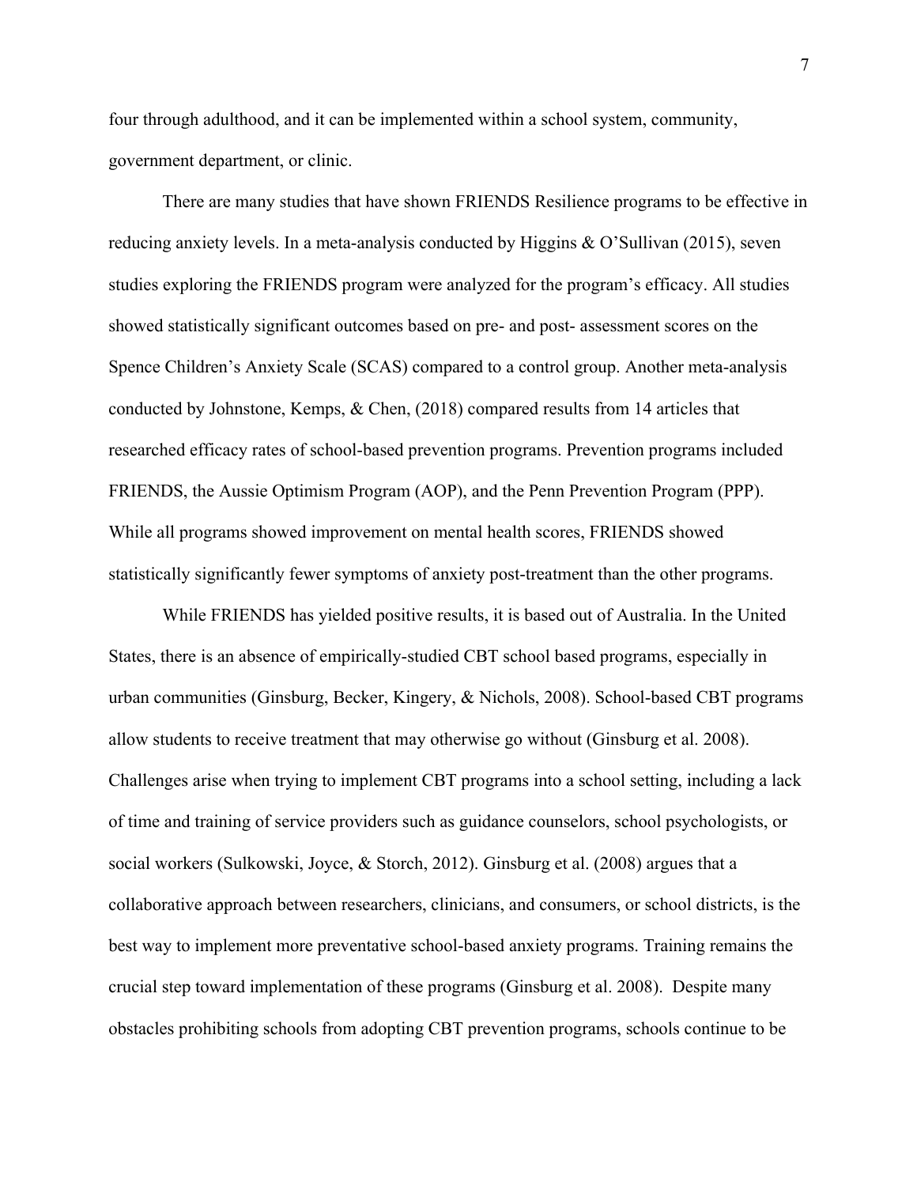four through adulthood, and it can be implemented within a school system, community, government department, or clinic.

There are many studies that have shown FRIENDS Resilience programs to be effective in reducing anxiety levels. In a meta-analysis conducted by Higgins & O'Sullivan (2015), seven studies exploring the FRIENDS program were analyzed for the program's efficacy. All studies showed statistically significant outcomes based on pre- and post- assessment scores on the Spence Children's Anxiety Scale (SCAS) compared to a control group. Another meta-analysis conducted by Johnstone, Kemps, & Chen, (2018) compared results from 14 articles that researched efficacy rates of school-based prevention programs. Prevention programs included FRIENDS, the Aussie Optimism Program (AOP), and the Penn Prevention Program (PPP). While all programs showed improvement on mental health scores, FRIENDS showed statistically significantly fewer symptoms of anxiety post-treatment than the other programs.

While FRIENDS has yielded positive results, it is based out of Australia. In the United States, there is an absence of empirically-studied CBT school based programs, especially in urban communities (Ginsburg, Becker, Kingery, & Nichols, 2008). School-based CBT programs allow students to receive treatment that may otherwise go without (Ginsburg et al. 2008). Challenges arise when trying to implement CBT programs into a school setting, including a lack of time and training of service providers such as guidance counselors, school psychologists, or social workers (Sulkowski, Joyce, & Storch, 2012). Ginsburg et al. (2008) argues that a collaborative approach between researchers, clinicians, and consumers, or school districts, is the best way to implement more preventative school-based anxiety programs. Training remains the crucial step toward implementation of these programs (Ginsburg et al. 2008). Despite many obstacles prohibiting schools from adopting CBT prevention programs, schools continue to be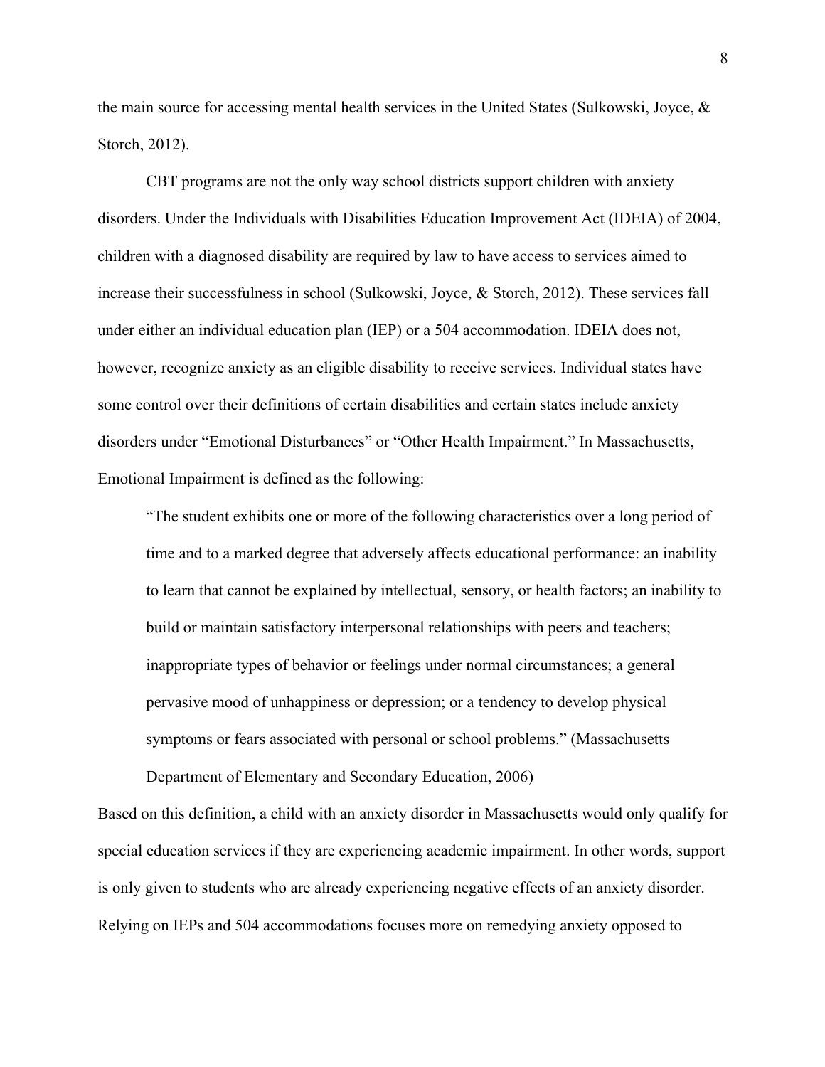the main source for accessing mental health services in the United States (Sulkowski, Joyce, & Storch, 2012).

CBT programs are not the only way school districts support children with anxiety disorders. Under the Individuals with Disabilities Education Improvement Act (IDEIA) of 2004, children with a diagnosed disability are required by law to have access to services aimed to increase their successfulness in school (Sulkowski, Joyce, & Storch, 2012). These services fall under either an individual education plan (IEP) or a 504 accommodation. IDEIA does not, however, recognize anxiety as an eligible disability to receive services. Individual states have some control over their definitions of certain disabilities and certain states include anxiety disorders under "Emotional Disturbances" or "Other Health Impairment." In Massachusetts, Emotional Impairment is defined as the following:

> "The student exhibits one or more of the following characteristics over a long period of time and to a marked degree that adversely affects educational performance: an inability to learn that cannot be explained by intellectual, sensory, or health factors; an inability to build or maintain satisfactory interpersonal relationships with peers and teachers; inappropriate types of behavior or feelings under normal circumstances; a general pervasive mood of unhappiness or depression; or a tendency to develop physical symptoms or fears associated with personal or school problems." (Massachusetts Department of Elementary and Secondary Education, 2006)

Based on this definition, a child with an anxiety disorder in Massachusetts would only qualify for special education services if they are experiencing academic impairment. In other words, support is only given to students who are already experiencing negative effects of an anxiety disorder. Relying on IEPs and 504 accommodations focuses more on remedying anxiety opposed to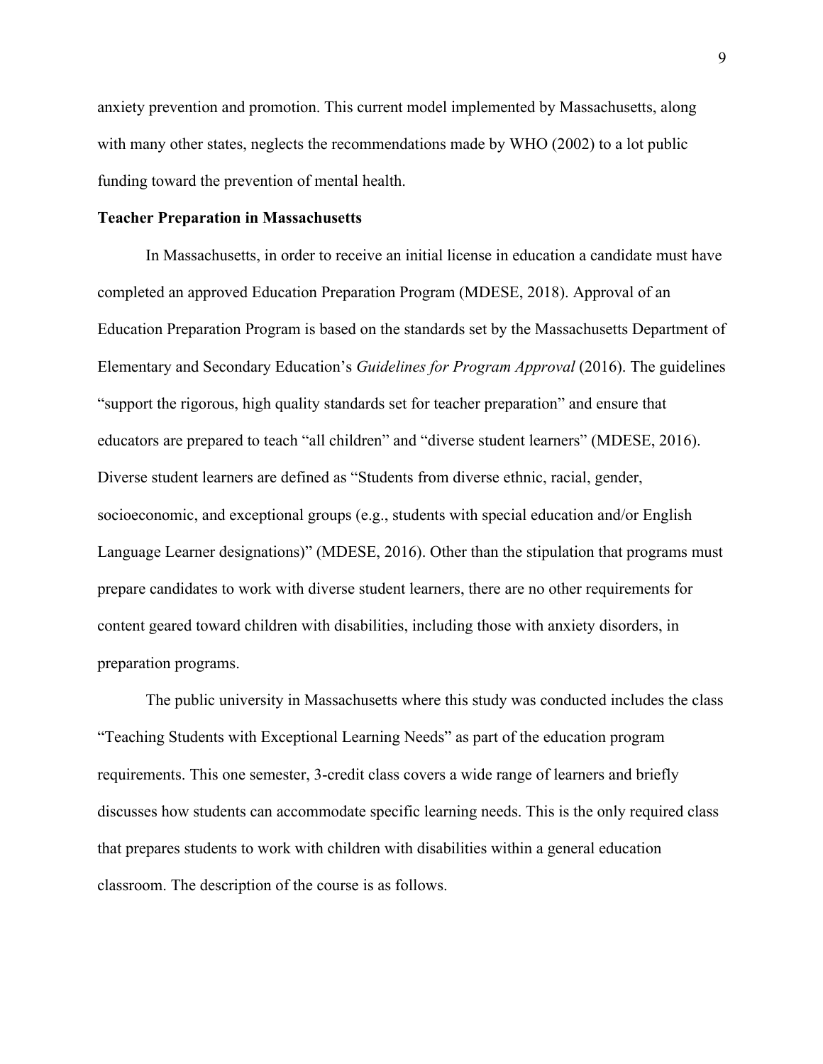anxiety prevention and promotion. This current model implemented by Massachusetts, along with many other states, neglects the recommendations made by WHO (2002) to a lot public funding toward the prevention of mental health.

**Teacher Preparation in Massachusetts**

In Massachusetts, in order to receive an initial license in education a candidate must have completed an approved Education Preparation Program (MDESE, 2018). Approval of an Education Preparation Program is based on the standards set by the Massachusetts Department of Elementary and Secondary Education's *Guidelines for Program Approval* (2016). The guidelines "support the rigorous, high quality standards set for teacher preparation" and ensure that educators are prepared to teach "all children" and "diverse student learners" (MDESE, 2016). Diverse student learners are defined as "Students from diverse ethnic, racial, gender, socioeconomic, and exceptional groups (e.g., students with special education and/or English Language Learner designations)" (MDESE, 2016). Other than the stipulation that programs must prepare candidates to work with diverse student learners, there are no other requirements for content geared toward children with disabilities, including those with anxiety disorders, in preparation programs.

The public university in Massachusetts where this study was conducted includes the class "Teaching Students with Exceptional Learning Needs" as part of the education program requirements. This one semester, 3-credit class covers a wide range of learners and briefly discusses how students can accommodate specific learning needs. This is the only required class that prepares students to work with children with disabilities within a general education classroom. The description of the course is as follows.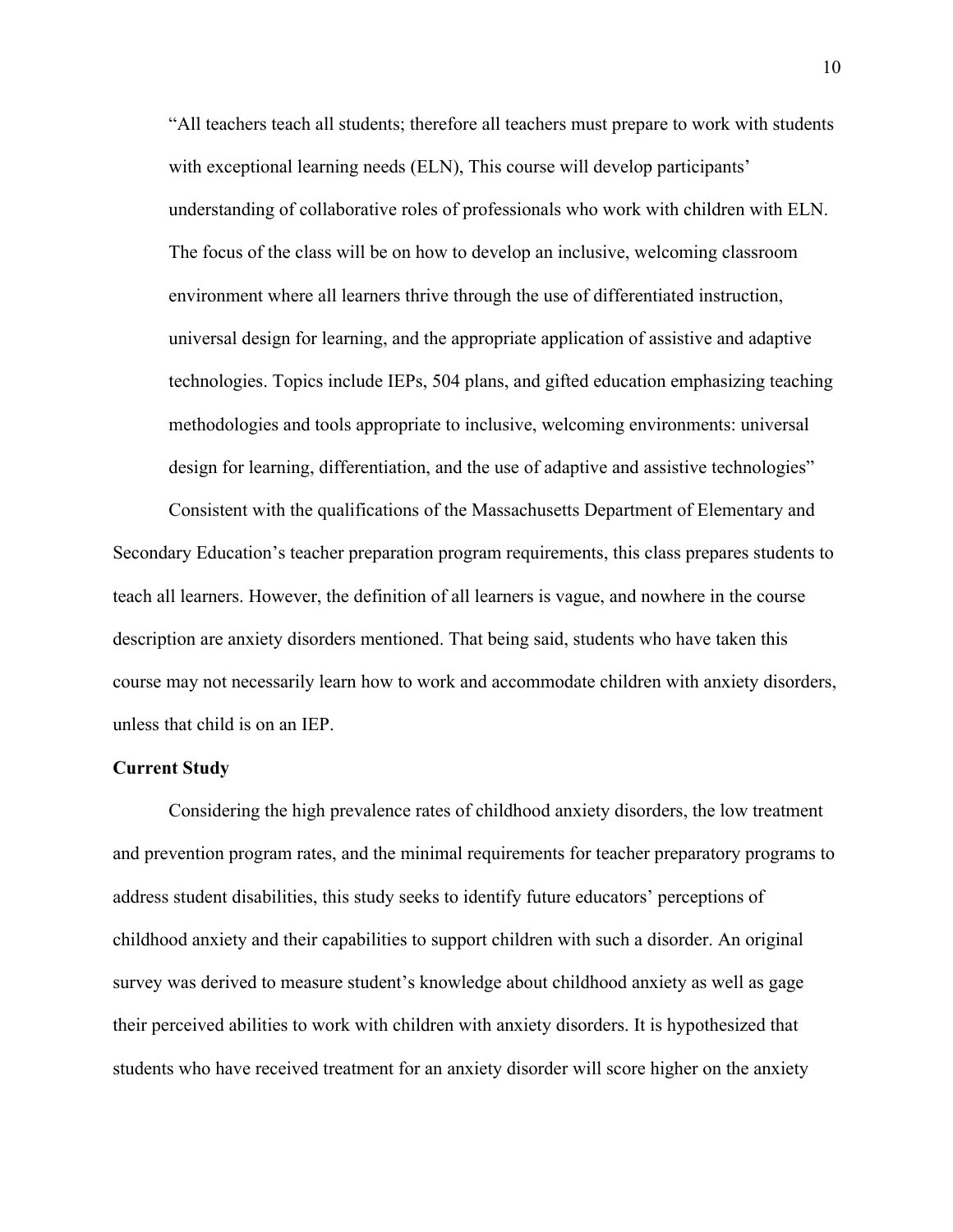> "All teachers teach all students; therefore all teachers must prepare to work with students with exceptional learning needs (ELN), This course will develop participants' understanding of collaborative roles of professionals who work with children with ELN. The focus of the class will be on how to develop an inclusive, welcoming classroom environment where all learners thrive through the use of differentiated instruction, universal design for learning, and the appropriate application of assistive and adaptive technologies. Topics include IEPs, 504 plans, and gifted education emphasizing teaching methodologies and tools appropriate to inclusive, welcoming environments: universal design for learning, differentiation, and the use of adaptive and assistive technologies"

Consistent with the qualifications of the Massachusetts Department of Elementary and Secondary Education's teacher preparation program requirements, this class prepares students to teach all learners. However, the definition of all learners is vague, and nowhere in the course description are anxiety disorders mentioned. That being said, students who have taken this course may not necessarily learn how to work and accommodate children with anxiety disorders, unless that child is on an IEP.

**Current Study**

Considering the high prevalence rates of childhood anxiety disorders, the low treatment and prevention program rates, and the minimal requirements for teacher preparatory programs to address student disabilities, this study seeks to identify future educators' perceptions of childhood anxiety and their capabilities to support children with such a disorder. An original survey was derived to measure student's knowledge about childhood anxiety as well as gage their perceived abilities to work with children with anxiety disorders. It is hypothesized that students who have received treatment for an anxiety disorder will score higher on the anxiety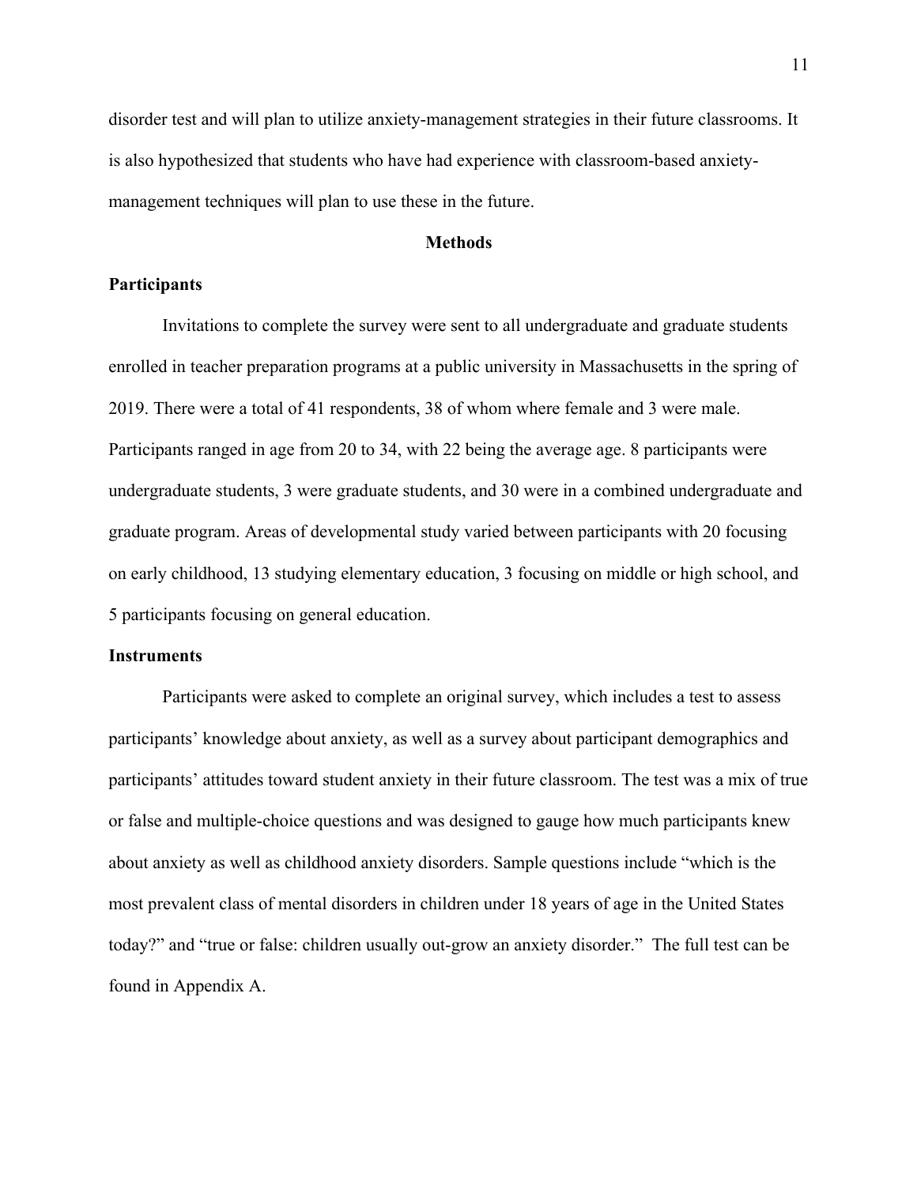disorder test and will plan to utilize anxiety-management strategies in their future classrooms. It is also hypothesized that students who have had experience with classroom-based anxiety-management techniques will plan to use these in the future.

## Methods

### Participants

Invitations to complete the survey were sent to all undergraduate and graduate students enrolled in teacher preparation programs at a public university in Massachusetts in the spring of 2019. There were a total of 41 respondents, 38 of whom where female and 3 were male. Participants ranged in age from 20 to 34, with 22 being the average age. 8 participants were undergraduate students, 3 were graduate students, and 30 were in a combined undergraduate and graduate program. Areas of developmental study varied between participants with 20 focusing on early childhood, 13 studying elementary education, 3 focusing on middle or high school, and 5 participants focusing on general education.

### Instruments

Participants were asked to complete an original survey, which includes a test to assess participants' knowledge about anxiety, as well as a survey about participant demographics and participants' attitudes toward student anxiety in their future classroom. The test was a mix of true or false and multiple-choice questions and was designed to gauge how much participants knew about anxiety as well as childhood anxiety disorders. Sample questions include "which is the most prevalent class of mental disorders in children under 18 years of age in the United States today?" and "true or false: children usually out-grow an anxiety disorder." The full test can be found in Appendix A.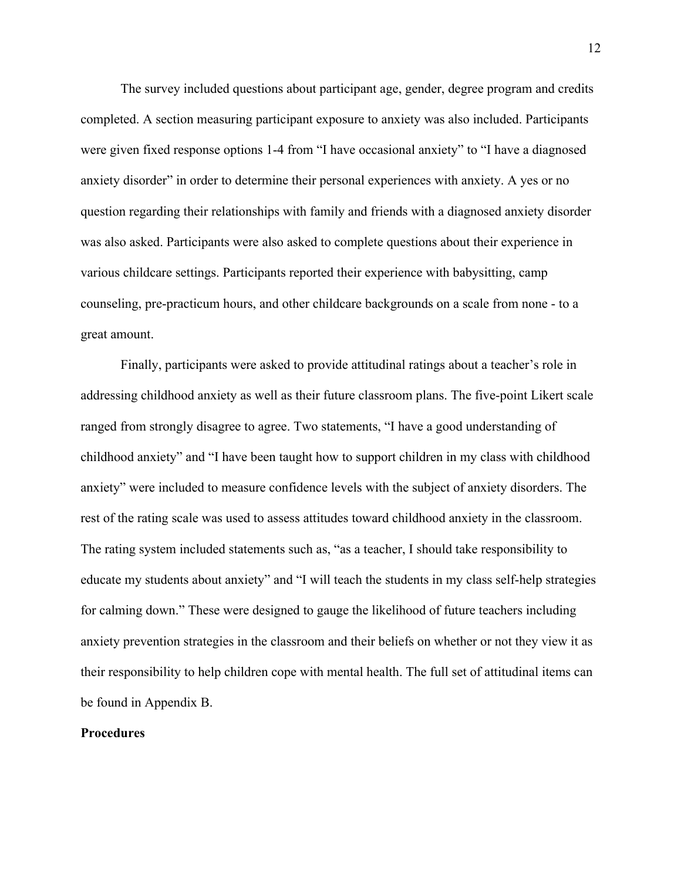The survey included questions about participant age, gender, degree program and credits completed. A section measuring participant exposure to anxiety was also included. Participants were given fixed response options 1-4 from "I have occasional anxiety" to "I have a diagnosed anxiety disorder" in order to determine their personal experiences with anxiety. A yes or no question regarding their relationships with family and friends with a diagnosed anxiety disorder was also asked. Participants were also asked to complete questions about their experience in various childcare settings. Participants reported their experience with babysitting, camp counseling, pre-practicum hours, and other childcare backgrounds on a scale from none - to a great amount.

Finally, participants were asked to provide attitudinal ratings about a teacher's role in addressing childhood anxiety as well as their future classroom plans. The five-point Likert scale ranged from strongly disagree to agree. Two statements, "I have a good understanding of childhood anxiety" and "I have been taught how to support children in my class with childhood anxiety" were included to measure confidence levels with the subject of anxiety disorders. The rest of the rating scale was used to assess attitudes toward childhood anxiety in the classroom. The rating system included statements such as, "as a teacher, I should take responsibility to educate my students about anxiety" and "I will teach the students in my class self-help strategies for calming down." These were designed to gauge the likelihood of future teachers including anxiety prevention strategies in the classroom and their beliefs on whether or not they view it as their responsibility to help children cope with mental health. The full set of attitudinal items can be found in Appendix B.

**Procedures**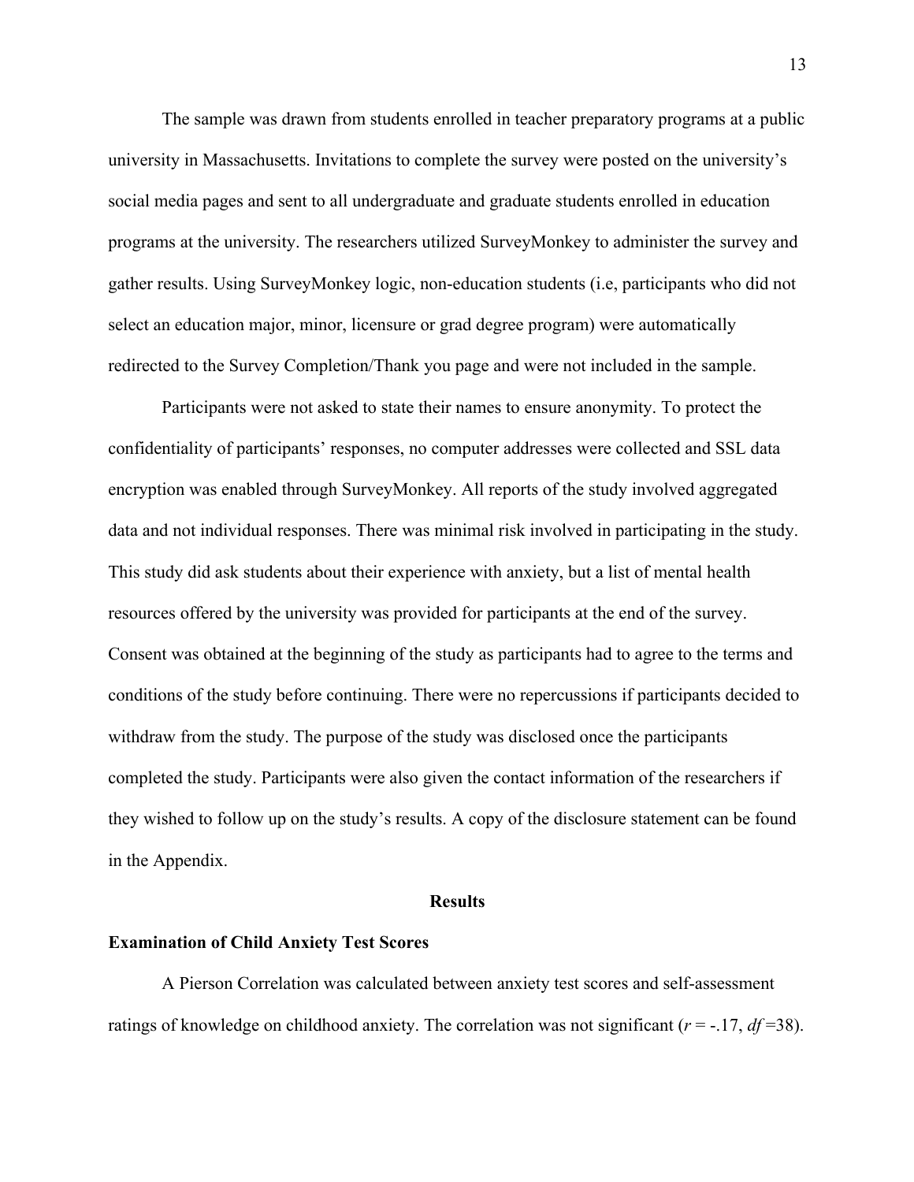The sample was drawn from students enrolled in teacher preparatory programs at a public university in Massachusetts. Invitations to complete the survey were posted on the university's social media pages and sent to all undergraduate and graduate students enrolled in education programs at the university. The researchers utilized SurveyMonkey to administer the survey and gather results. Using SurveyMonkey logic, non-education students (i.e, participants who did not select an education major, minor, licensure or grad degree program) were automatically redirected to the Survey Completion/Thank you page and were not included in the sample.

Participants were not asked to state their names to ensure anonymity. To protect the confidentiality of participants' responses, no computer addresses were collected and SSL data encryption was enabled through SurveyMonkey. All reports of the study involved aggregated data and not individual responses. There was minimal risk involved in participating in the study. This study did ask students about their experience with anxiety, but a list of mental health resources offered by the university was provided for participants at the end of the survey. Consent was obtained at the beginning of the study as participants had to agree to the terms and conditions of the study before continuing. There were no repercussions if participants decided to withdraw from the study. The purpose of the study was disclosed once the participants completed the study. Participants were also given the contact information of the researchers if they wished to follow up on the study's results. A copy of the disclosure statement can be found in the Appendix.

## Results

### Examination of Child Anxiety Test Scores

A Pierson Correlation was calculated between anxiety test scores and self-assessment ratings of knowledge on childhood anxiety. The correlation was not significant ($r$ = -.17, $df$ =38).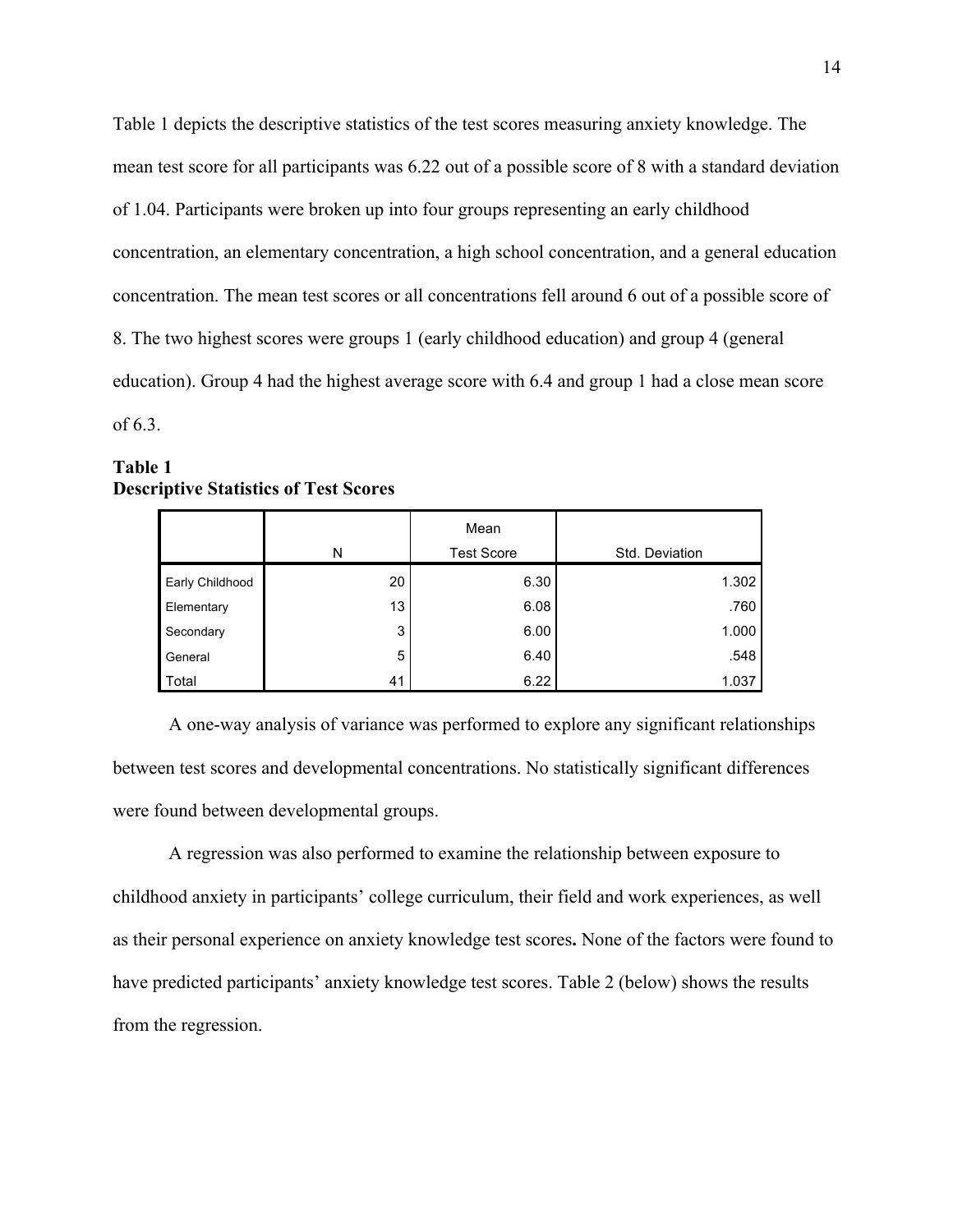Table 1 depicts the descriptive statistics of the test scores measuring anxiety knowledge. The mean test score for all participants was 6.22 out of a possible score of 8 with a standard deviation of 1.04. Participants were broken up into four groups representing an early childhood concentration, an elementary concentration, a high school concentration, and a general education concentration. The mean test scores or all concentrations fell around 6 out of a possible score of 8. The two highest scores were groups 1 (early childhood education) and group 4 (general education). Group 4 had the highest average score with 6.4 and group 1 had a close mean score of 6.3.

**Table 1**
**Descriptive Statistics of Test Scores**

| | N | Mean Test Score | Std. Deviation |
|---|---|---|---|
| Early Childhood | 20 | 6.30 | 1.302 |
| Elementary | 13 | 6.08 | .760 |
| Secondary | 3 | 6.00 | 1.000 |
| General | 5 | 6.40 | .548 |
| Total | 41 | 6.22 | 1.037 |

A one-way analysis of variance was performed to explore any significant relationships between test scores and developmental concentrations. No statistically significant differences were found between developmental groups.

A regression was also performed to examine the relationship between exposure to childhood anxiety in participants' college curriculum, their field and work experiences, as well as their personal experience on anxiety knowledge test scores**.** None of the factors were found to have predicted participants' anxiety knowledge test scores. Table 2 (below) shows the results from the regression.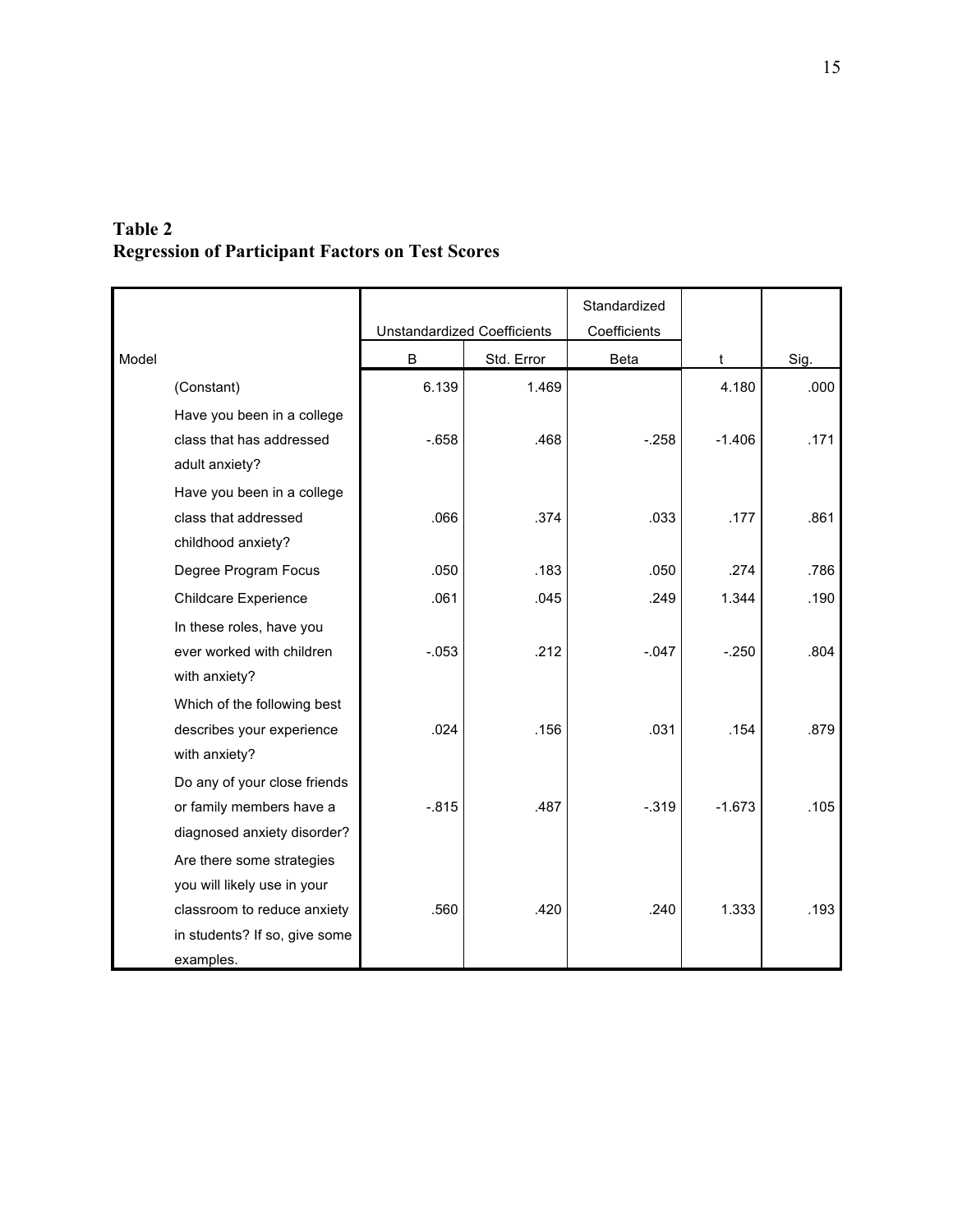**Table 2**
**Regression of Participant Factors on Test Scores**

| Model | | Unstandardized Coefficients | | Standardized Coefficients | | |
|---|---|---|---|---|---|---|
| | | B | Std. Error | Beta | t | Sig. |
| | (Constant) | 6.139 | 1.469 | | 4.180 | .000 |
| | Have you been in a college class that has addressed adult anxiety? | -.658 | .468 | -.258 | -1.406 | .171 |
| | Have you been in a college class that addressed childhood anxiety? | .066 | .374 | .033 | .177 | .861 |
| | Degree Program Focus | .050 | .183 | .050 | .274 | .786 |
| | Childcare Experience | .061 | .045 | .249 | 1.344 | .190 |
| | In these roles, have you ever worked with children with anxiety? | -.053 | .212 | -.047 | -.250 | .804 |
| | Which of the following best describes your experience with anxiety? | .024 | .156 | .031 | .154 | .879 |
| | Do any of your close friends or family members have a diagnosed anxiety disorder? | -.815 | .487 | -.319 | -1.673 | .105 |
| | Are there some strategies you will likely use in your classroom to reduce anxiety in students? If so, give some examples. | .560 | .420 | .240 | 1.333 | .193 |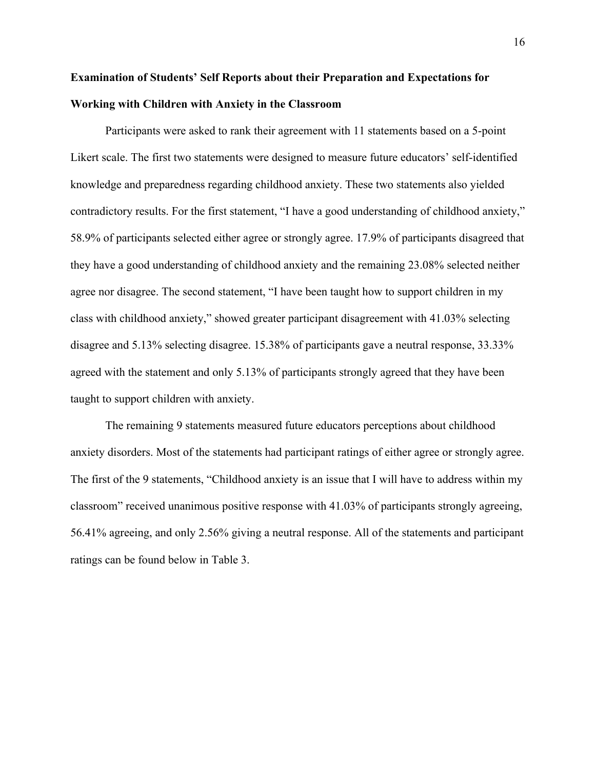**Examination of Students' Self Reports about their Preparation and Expectations for Working with Children with Anxiety in the Classroom**

Participants were asked to rank their agreement with 11 statements based on a 5-point Likert scale. The first two statements were designed to measure future educators' self-identified knowledge and preparedness regarding childhood anxiety. These two statements also yielded contradictory results. For the first statement, "I have a good understanding of childhood anxiety," 58.9% of participants selected either agree or strongly agree. 17.9% of participants disagreed that they have a good understanding of childhood anxiety and the remaining 23.08% selected neither agree nor disagree. The second statement, "I have been taught how to support children in my class with childhood anxiety," showed greater participant disagreement with 41.03% selecting disagree and 5.13% selecting disagree. 15.38% of participants gave a neutral response, 33.33% agreed with the statement and only 5.13% of participants strongly agreed that they have been taught to support children with anxiety.

The remaining 9 statements measured future educators perceptions about childhood anxiety disorders. Most of the statements had participant ratings of either agree or strongly agree. The first of the 9 statements, "Childhood anxiety is an issue that I will have to address within my classroom" received unanimous positive response with 41.03% of participants strongly agreeing, 56.41% agreeing, and only 2.56% giving a neutral response. All of the statements and participant ratings can be found below in Table 3.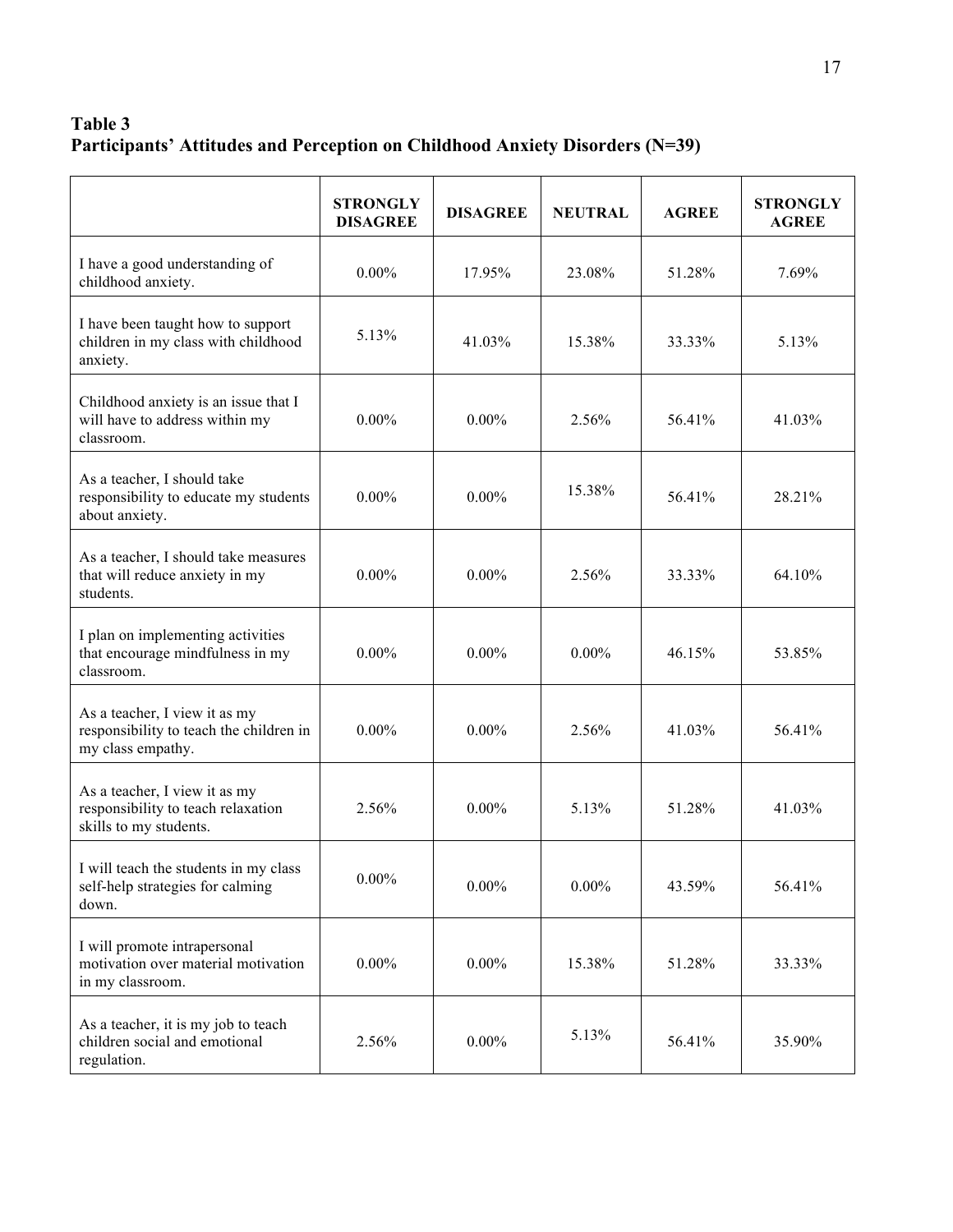**Table 3**
**Participants' Attitudes and Perception on Childhood Anxiety Disorders (N=39)**

| | STRONGLY DISAGREE | DISAGREE | NEUTRAL | AGREE | STRONGLY AGREE |
|---|---|---|---|---|---|
| I have a good understanding of childhood anxiety. | 0.00% | 17.95% | 23.08% | 51.28% | 7.69% |
| I have been taught how to support children in my class with childhood anxiety. | 5.13% | 41.03% | 15.38% | 33.33% | 5.13% |
| Childhood anxiety is an issue that I will have to address within my classroom. | 0.00% | 0.00% | 2.56% | 56.41% | 41.03% |
| As a teacher, I should take responsibility to educate my students about anxiety. | 0.00% | 0.00% | 15.38% | 56.41% | 28.21% |
| As a teacher, I should take measures that will reduce anxiety in my students. | 0.00% | 0.00% | 2.56% | 33.33% | 64.10% |
| I plan on implementing activities that encourage mindfulness in my classroom. | 0.00% | 0.00% | 0.00% | 46.15% | 53.85% |
| As a teacher, I view it as my responsibility to teach the children in my class empathy. | 0.00% | 0.00% | 2.56% | 41.03% | 56.41% |
| As a teacher, I view it as my responsibility to teach relaxation skills to my students. | 2.56% | 0.00% | 5.13% | 51.28% | 41.03% |
| I will teach the students in my class self-help strategies for calming down. | 0.00% | 0.00% | 0.00% | 43.59% | 56.41% |
| I will promote intrapersonal motivation over material motivation in my classroom. | 0.00% | 0.00% | 15.38% | 51.28% | 33.33% |
| As a teacher, it is my job to teach children social and emotional regulation. | 2.56% | 0.00% | 5.13% | 56.41% | 35.90% |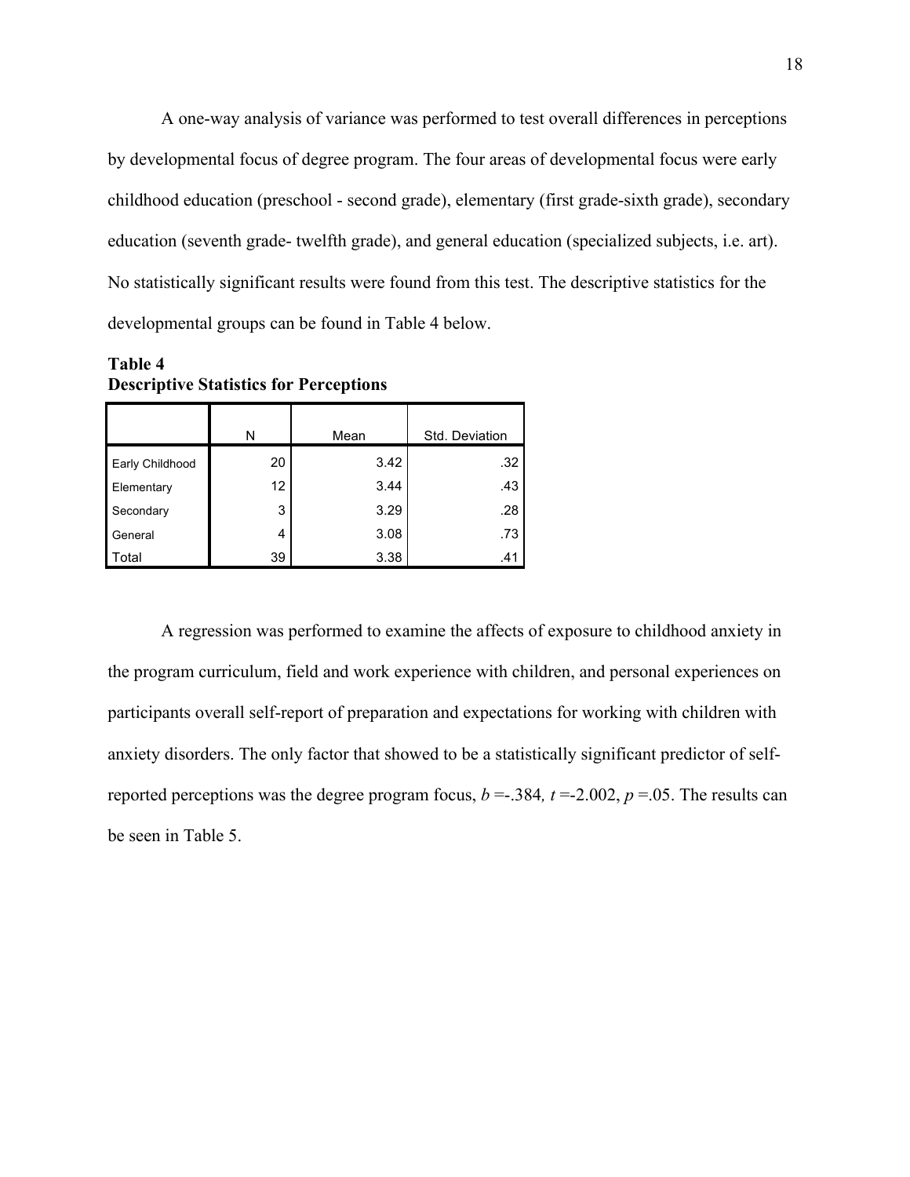A one-way analysis of variance was performed to test overall differences in perceptions by developmental focus of degree program. The four areas of developmental focus were early childhood education (preschool - second grade), elementary (first grade-sixth grade), secondary education (seventh grade- twelfth grade), and general education (specialized subjects, i.e. art). No statistically significant results were found from this test. The descriptive statistics for the developmental groups can be found in Table 4 below.

**Table 4**
**Descriptive Statistics for Perceptions**

| | N | Mean | Std. Deviation |
|---|---|---|---|
| Early Childhood | 20 | 3.42 | .32 |
| Elementary | 12 | 3.44 | .43 |
| Secondary | 3 | 3.29 | .28 |
| General | 4 | 3.08 | .73 |
| Total | 39 | 3.38 | .41 |

A regression was performed to examine the affects of exposure to childhood anxiety in the program curriculum, field and work experience with children, and personal experiences on participants overall self-report of preparation and expectations for working with children with anxiety disorders. The only factor that showed to be a statistically significant predictor of self-reported perceptions was the degree program focus, $b = -.384$, $t = -2.002$, $p = .05$. The results can be seen in Table 5.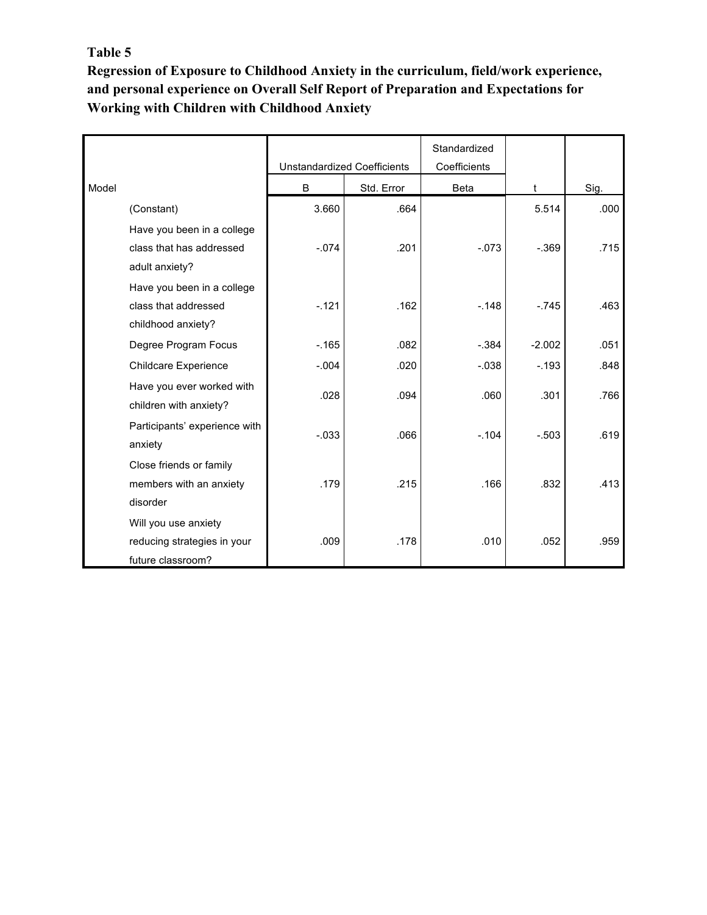**Table 5**

**Regression of Exposure to Childhood Anxiety in the curriculum, field/work experience, and personal experience on Overall Self Report of Preparation and Expectations for Working with Children with Childhood Anxiety**

| Model | | Unstandardized Coefficients | | Standardized Coefficients | | |
|---|---|---|---|---|---|---|
| | | B | Std. Error | Beta | t | Sig. |
| | (Constant) | 3.660 | .664 | | 5.514 | .000 |
| | Have you been in a college class that has addressed adult anxiety? | -.074 | .201 | -.073 | -.369 | .715 |
| | Have you been in a college class that addressed childhood anxiety? | -.121 | .162 | -.148 | -.745 | .463 |
| | Degree Program Focus | -.165 | .082 | -.384 | -2.002 | .051 |
| | Childcare Experience | -.004 | .020 | -.038 | -.193 | .848 |
| | Have you ever worked with children with anxiety? | .028 | .094 | .060 | .301 | .766 |
| | Participants' experience with anxiety | -.033 | .066 | -.104 | -.503 | .619 |
| | Close friends or family members with an anxiety disorder | .179 | .215 | .166 | .832 | .413 |
| | Will you use anxiety reducing strategies in your future classroom? | .009 | .178 | .010 | .052 | .959 |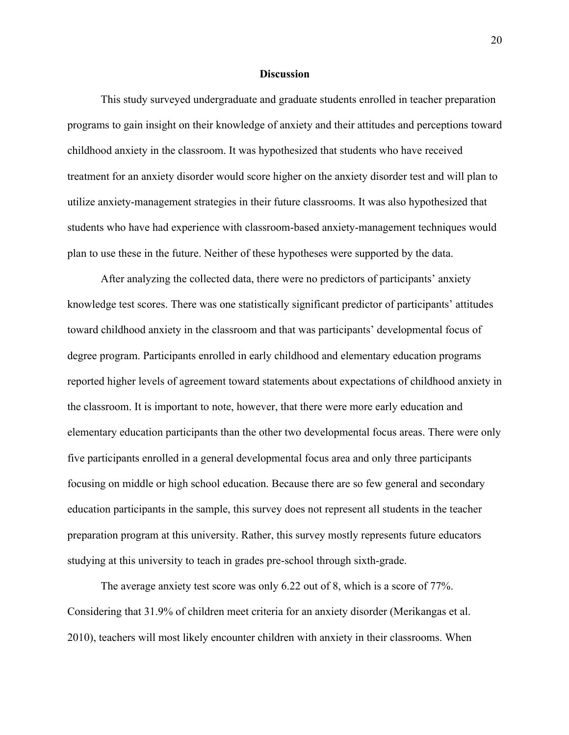## Discussion

This study surveyed undergraduate and graduate students enrolled in teacher preparation programs to gain insight on their knowledge of anxiety and their attitudes and perceptions toward childhood anxiety in the classroom. It was hypothesized that students who have received treatment for an anxiety disorder would score higher on the anxiety disorder test and will plan to utilize anxiety-management strategies in their future classrooms. It was also hypothesized that students who have had experience with classroom-based anxiety-management techniques would plan to use these in the future. Neither of these hypotheses were supported by the data.

After analyzing the collected data, there were no predictors of participants' anxiety knowledge test scores. There was one statistically significant predictor of participants' attitudes toward childhood anxiety in the classroom and that was participants' developmental focus of degree program. Participants enrolled in early childhood and elementary education programs reported higher levels of agreement toward statements about expectations of childhood anxiety in the classroom. It is important to note, however, that there were more early education and elementary education participants than the other two developmental focus areas. There were only five participants enrolled in a general developmental focus area and only three participants focusing on middle or high school education. Because there are so few general and secondary education participants in the sample, this survey does not represent all students in the teacher preparation program at this university. Rather, this survey mostly represents future educators studying at this university to teach in grades pre-school through sixth-grade.

The average anxiety test score was only 6.22 out of 8, which is a score of 77%. Considering that 31.9% of children meet criteria for an anxiety disorder (Merikangas et al. 2010), teachers will most likely encounter children with anxiety in their classrooms. When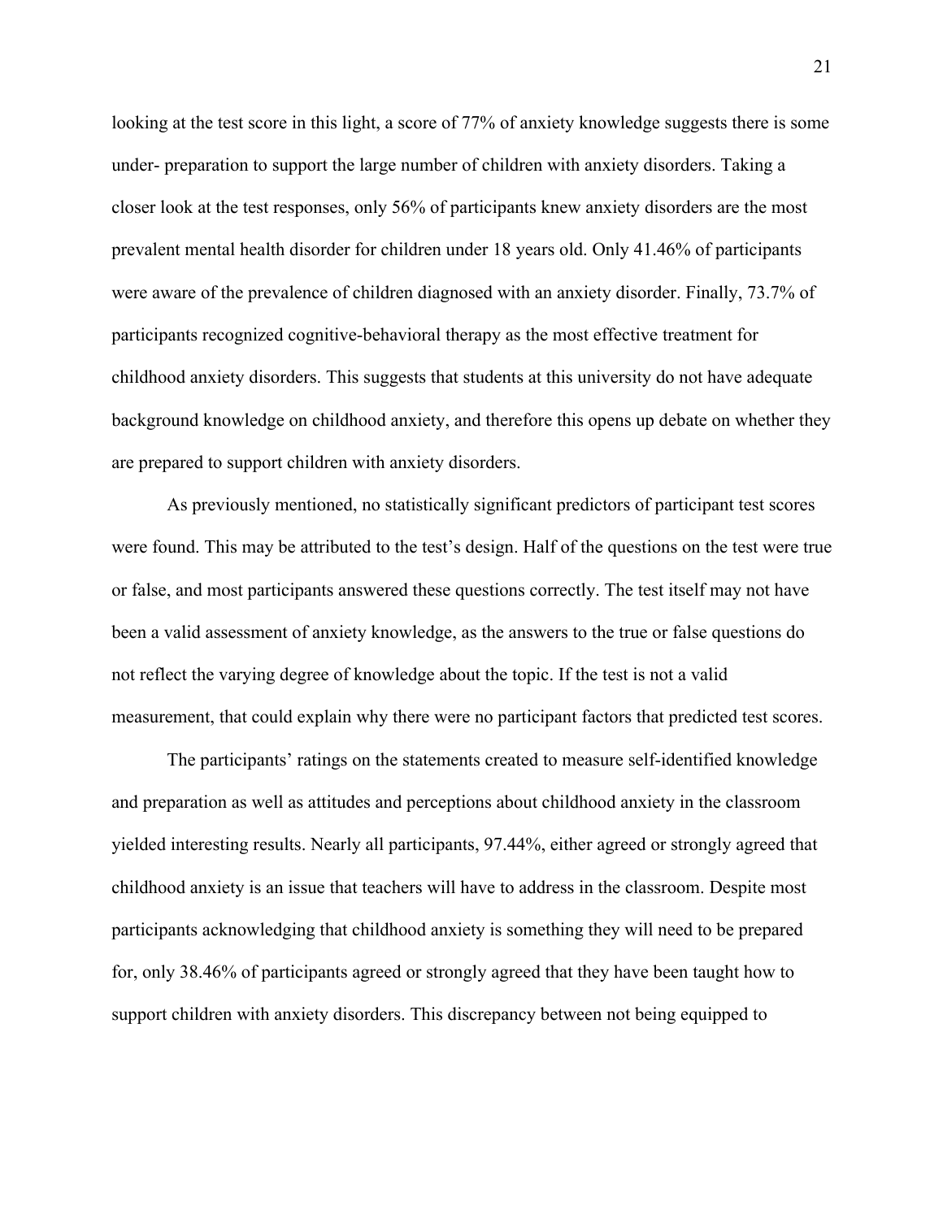looking at the test score in this light, a score of 77% of anxiety knowledge suggests there is some under- preparation to support the large number of children with anxiety disorders. Taking a closer look at the test responses, only 56% of participants knew anxiety disorders are the most prevalent mental health disorder for children under 18 years old. Only 41.46% of participants were aware of the prevalence of children diagnosed with an anxiety disorder. Finally, 73.7% of participants recognized cognitive-behavioral therapy as the most effective treatment for childhood anxiety disorders. This suggests that students at this university do not have adequate background knowledge on childhood anxiety, and therefore this opens up debate on whether they are prepared to support children with anxiety disorders.

As previously mentioned, no statistically significant predictors of participant test scores were found. This may be attributed to the test's design. Half of the questions on the test were true or false, and most participants answered these questions correctly. The test itself may not have been a valid assessment of anxiety knowledge, as the answers to the true or false questions do not reflect the varying degree of knowledge about the topic. If the test is not a valid measurement, that could explain why there were no participant factors that predicted test scores.

The participants' ratings on the statements created to measure self-identified knowledge and preparation as well as attitudes and perceptions about childhood anxiety in the classroom yielded interesting results. Nearly all participants, 97.44%, either agreed or strongly agreed that childhood anxiety is an issue that teachers will have to address in the classroom. Despite most participants acknowledging that childhood anxiety is something they will need to be prepared for, only 38.46% of participants agreed or strongly agreed that they have been taught how to support children with anxiety disorders. This discrepancy between not being equipped to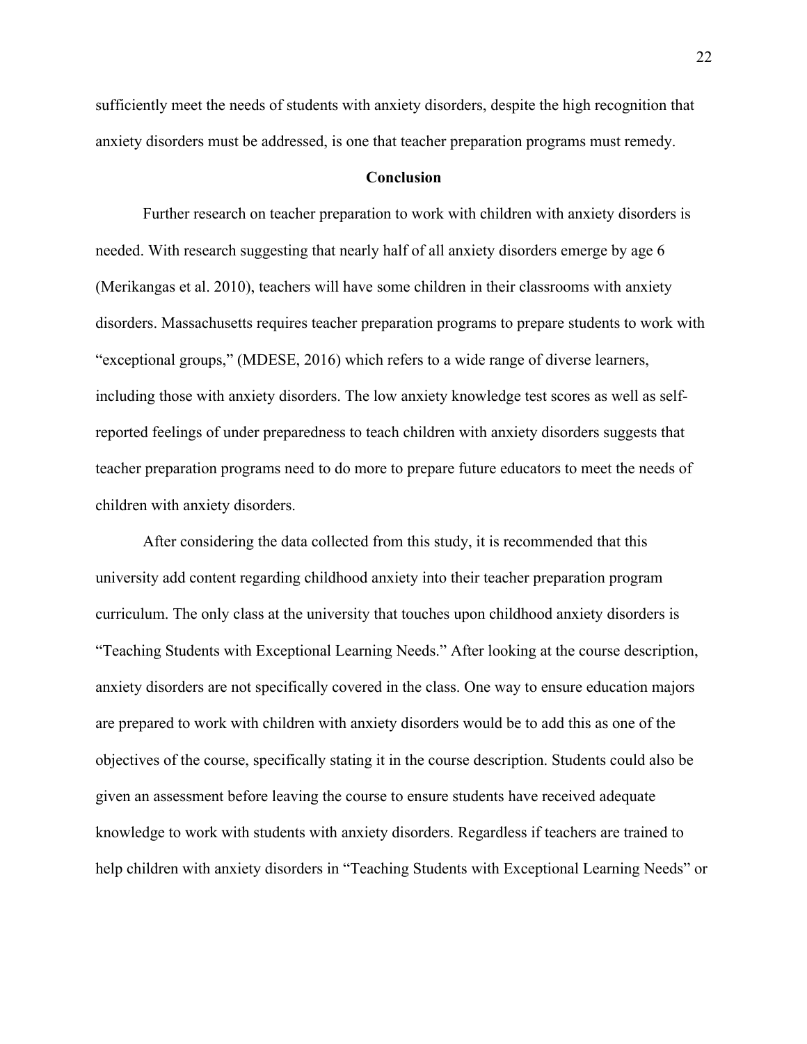sufficiently meet the needs of students with anxiety disorders, despite the high recognition that anxiety disorders must be addressed, is one that teacher preparation programs must remedy.

## Conclusion

Further research on teacher preparation to work with children with anxiety disorders is needed. With research suggesting that nearly half of all anxiety disorders emerge by age 6 (Merikangas et al. 2010), teachers will have some children in their classrooms with anxiety disorders. Massachusetts requires teacher preparation programs to prepare students to work with "exceptional groups," (MDESE, 2016) which refers to a wide range of diverse learners, including those with anxiety disorders. The low anxiety knowledge test scores as well as self-reported feelings of under preparedness to teach children with anxiety disorders suggests that teacher preparation programs need to do more to prepare future educators to meet the needs of children with anxiety disorders.

After considering the data collected from this study, it is recommended that this university add content regarding childhood anxiety into their teacher preparation program curriculum. The only class at the university that touches upon childhood anxiety disorders is "Teaching Students with Exceptional Learning Needs." After looking at the course description, anxiety disorders are not specifically covered in the class. One way to ensure education majors are prepared to work with children with anxiety disorders would be to add this as one of the objectives of the course, specifically stating it in the course description. Students could also be given an assessment before leaving the course to ensure students have received adequate knowledge to work with students with anxiety disorders. Regardless if teachers are trained to help children with anxiety disorders in "Teaching Students with Exceptional Learning Needs" or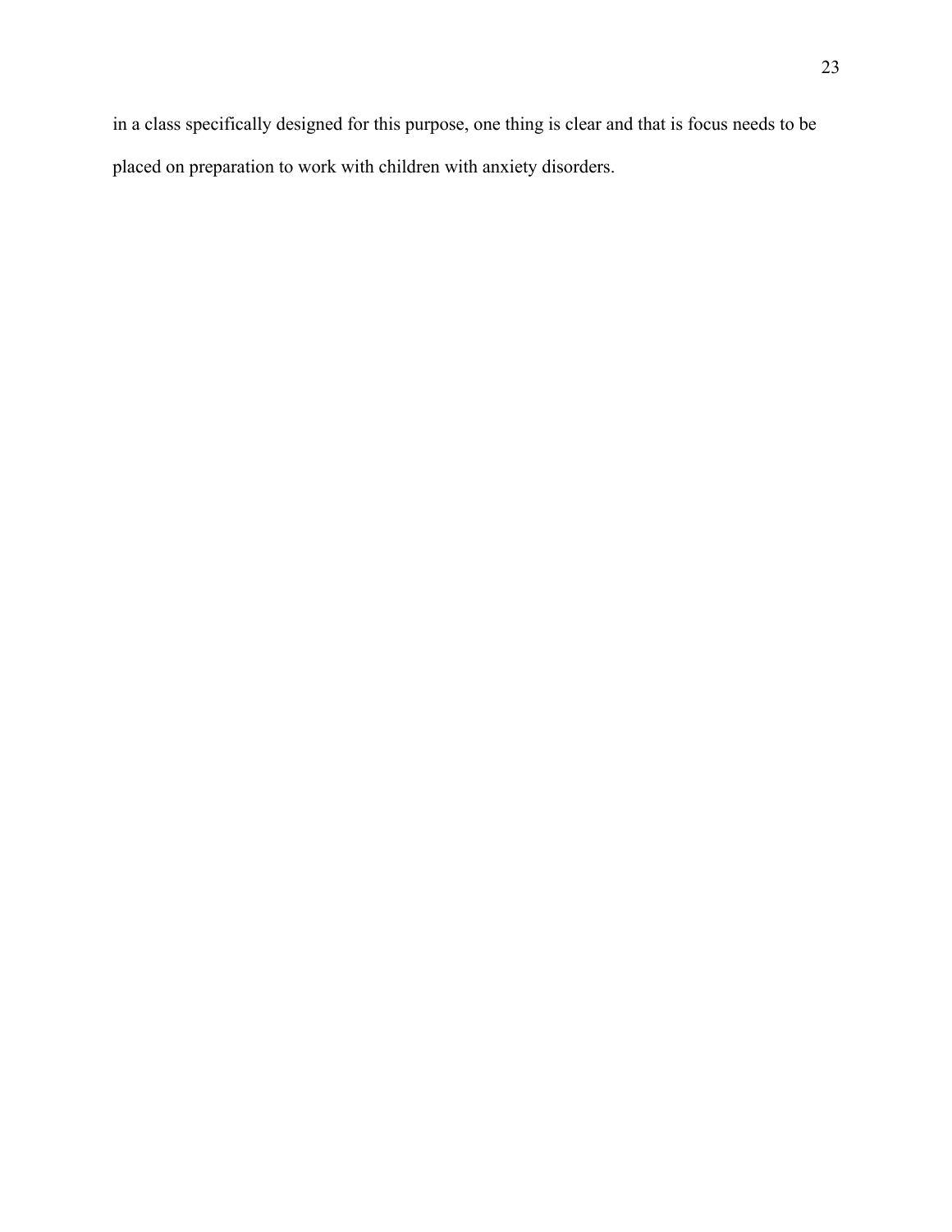in a class specifically designed for this purpose, one thing is clear and that is focus needs to be placed on preparation to work with children with anxiety disorders.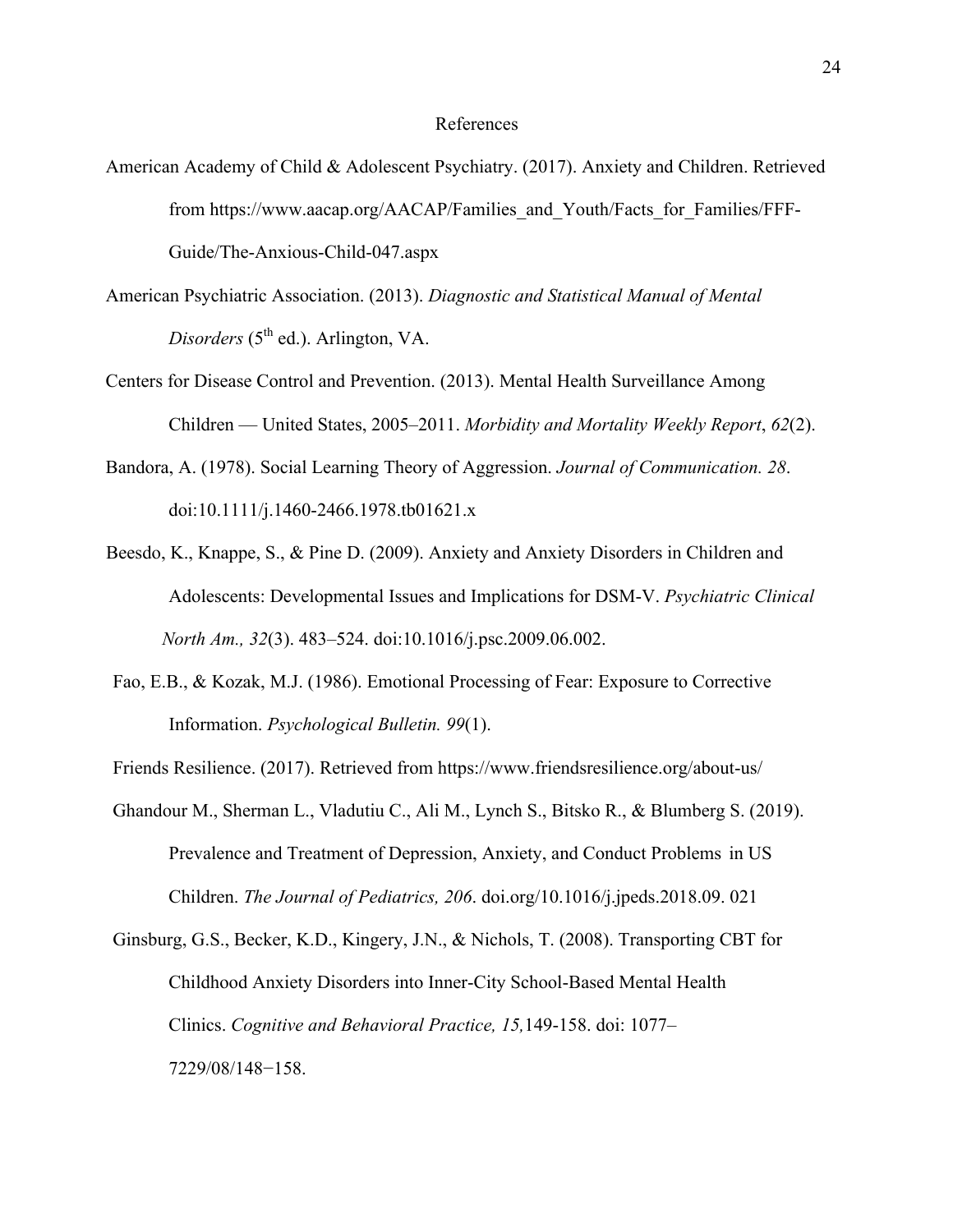# References

American Academy of Child & Adolescent Psychiatry. (2017). Anxiety and Children. Retrieved from https://www.aacap.org/AACAP/Families_and_Youth/Facts_for_Families/FFF-Guide/The-Anxious-Child-047.aspx

American Psychiatric Association. (2013). *Diagnostic and Statistical Manual of Mental Disorders* (5th ed.). Arlington, VA.

Centers for Disease Control and Prevention. (2013). Mental Health Surveillance Among Children — United States, 2005–2011. *Morbidity and Mortality Weekly Report*, *62*(2).

Bandora, A. (1978). Social Learning Theory of Aggression. *Journal of Communication. 28*. doi:10.1111/j.1460-2466.1978.tb01621.x

Beesdo, K., Knappe, S., & Pine D. (2009). Anxiety and Anxiety Disorders in Children and Adolescents: Developmental Issues and Implications for DSM-V. *Psychiatric Clinical North Am., 32*(3). 483–524. doi:10.1016/j.psc.2009.06.002.

Fao, E.B., & Kozak, M.J. (1986). Emotional Processing of Fear: Exposure to Corrective Information. *Psychological Bulletin. 99*(1).

Friends Resilience. (2017). Retrieved from https://www.friendsresilience.org/about-us/

Ghandour M., Sherman L., Vladutiu C., Ali M., Lynch S., Bitsko R., & Blumberg S. (2019). Prevalence and Treatment of Depression, Anxiety, and Conduct Problems in US Children. *The Journal of Pediatrics, 206*. doi.org/10.1016/j.jpeds.2018.09. 021

Ginsburg, G.S., Becker, K.D., Kingery, J.N., & Nichols, T. (2008). Transporting CBT for Childhood Anxiety Disorders into Inner-City School-Based Mental Health Clinics. *Cognitive and Behavioral Practice, 15,*149-158. doi: 1077–7229/08/148−158.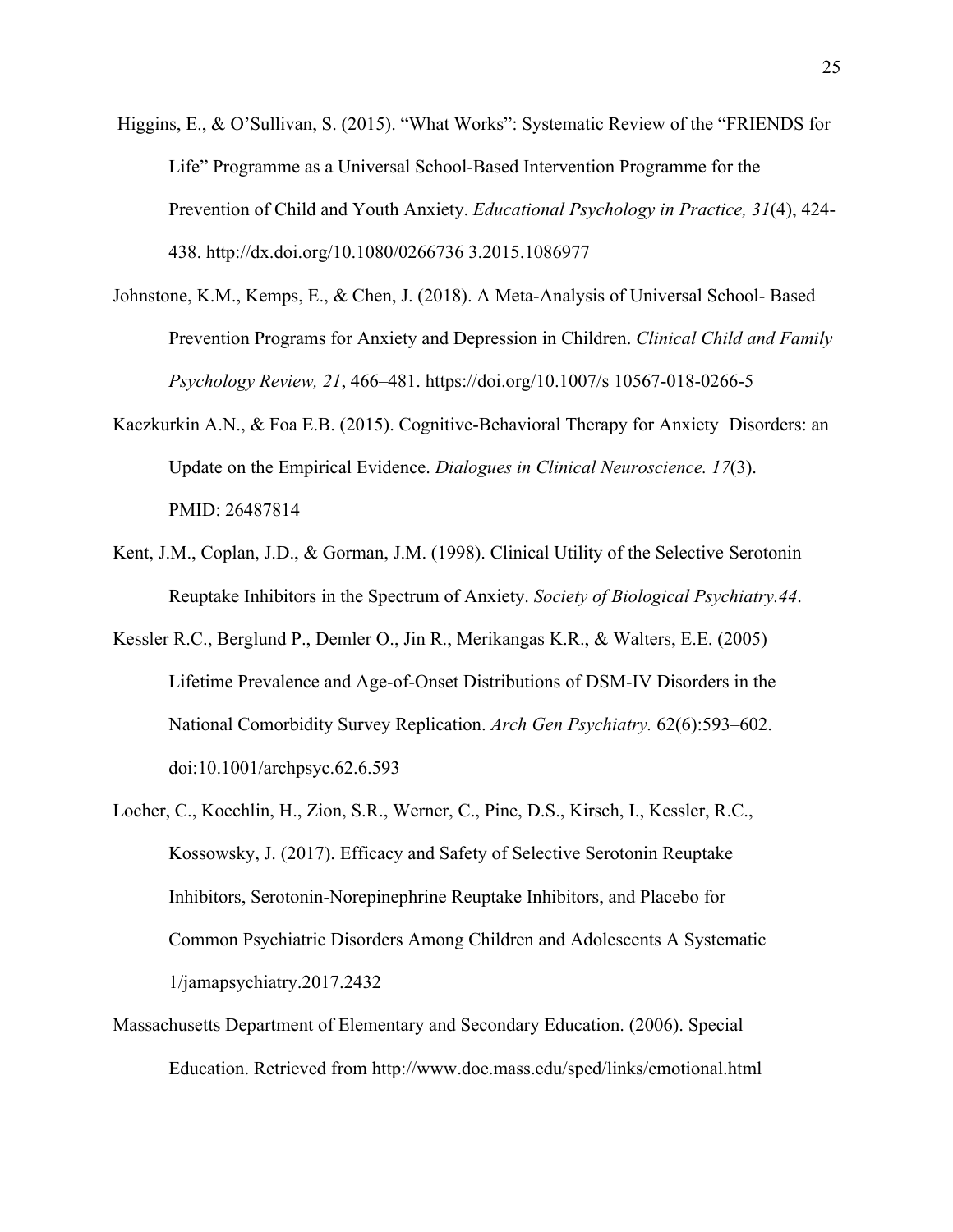Higgins, E., & O'Sullivan, S. (2015). "What Works": Systematic Review of the "FRIENDS for Life" Programme as a Universal School-Based Intervention Programme for the Prevention of Child and Youth Anxiety. *Educational Psychology in Practice, 31*(4), 424-438. http://dx.doi.org/10.1080/0266736 3.2015.1086977

Johnstone, K.M., Kemps, E., & Chen, J. (2018). A Meta-Analysis of Universal School- Based Prevention Programs for Anxiety and Depression in Children. *Clinical Child and Family Psychology Review, 21*, 466–481. https://doi.org/10.1007/s 10567-018-0266-5

Kaczkurkin A.N., & Foa E.B. (2015). Cognitive-Behavioral Therapy for Anxiety Disorders: an Update on the Empirical Evidence. *Dialogues in Clinical Neuroscience. 17*(3). PMID: 26487814

Kent, J.M., Coplan, J.D., & Gorman, J.M. (1998). Clinical Utility of the Selective Serotonin Reuptake Inhibitors in the Spectrum of Anxiety. *Society of Biological Psychiatry.44*.

Kessler R.C., Berglund P., Demler O., Jin R., Merikangas K.R., & Walters, E.E. (2005) Lifetime Prevalence and Age-of-Onset Distributions of DSM-IV Disorders in the National Comorbidity Survey Replication. *Arch Gen Psychiatry.* 62(6):593–602. doi:10.1001/archpsyc.62.6.593

Locher, C., Koechlin, H., Zion, S.R., Werner, C., Pine, D.S., Kirsch, I., Kessler, R.C., Kossowsky, J. (2017). Efficacy and Safety of Selective Serotonin Reuptake Inhibitors, Serotonin-Norepinephrine Reuptake Inhibitors, and Placebo for Common Psychiatric Disorders Among Children and Adolescents A Systematic 1/jamapsychiatry.2017.2432

Massachusetts Department of Elementary and Secondary Education. (2006). Special Education. Retrieved from http://www.doe.mass.edu/sped/links/emotional.html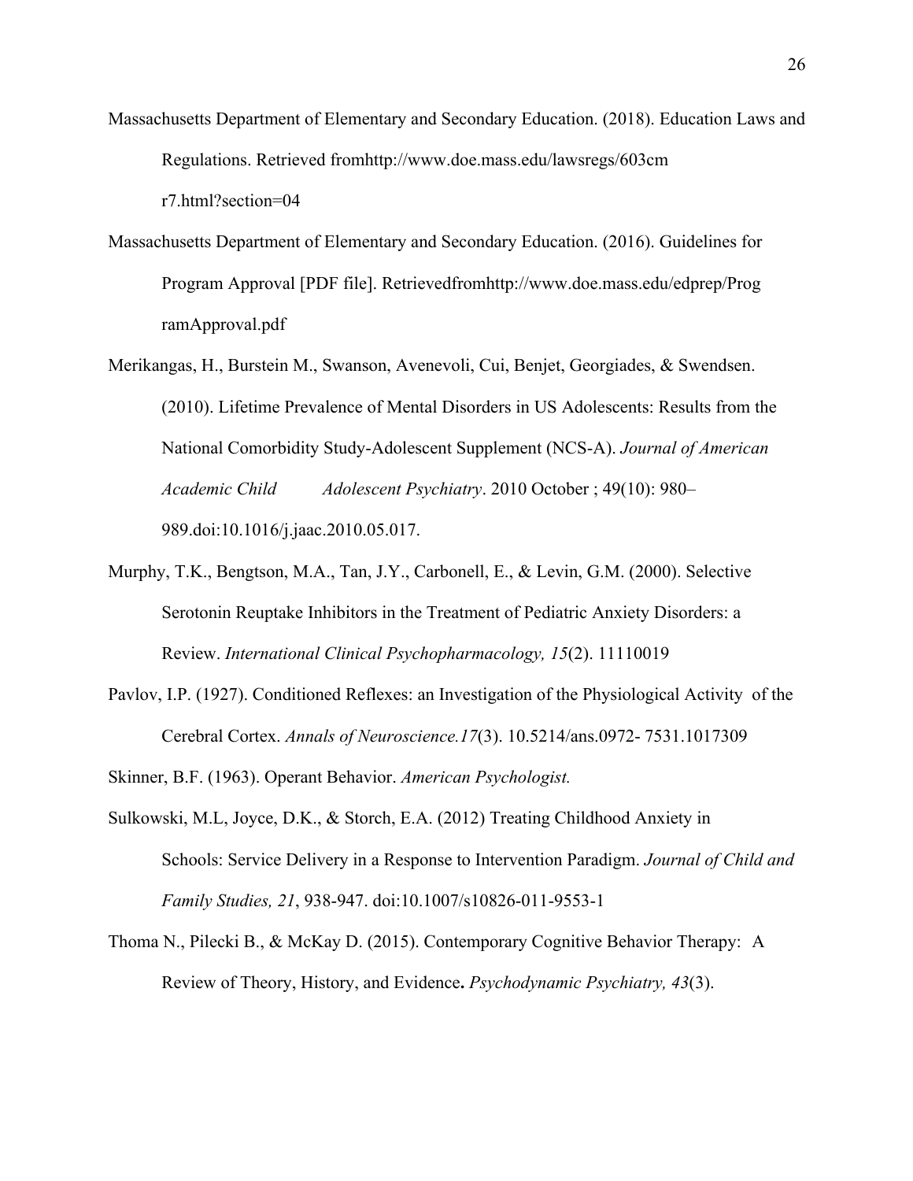Massachusetts Department of Elementary and Secondary Education. (2018). Education Laws and Regulations. Retrieved fromhttp://www.doe.mass.edu/lawsregs/603cm r7.html?section=04

Massachusetts Department of Elementary and Secondary Education. (2016). Guidelines for Program Approval [PDF file]. Retrievedfromhttp://www.doe.mass.edu/edprep/Prog ramApproval.pdf

Merikangas, H., Burstein M., Swanson, Avenevoli, Cui, Benjet, Georgiades, & Swendsen. (2010). Lifetime Prevalence of Mental Disorders in US Adolescents: Results from the National Comorbidity Study-Adolescent Supplement (NCS-A). *Journal of American Academic Child Adolescent Psychiatry*. 2010 October ; 49(10): 980–989.doi:10.1016/j.jaac.2010.05.017.

Murphy, T.K., Bengtson, M.A., Tan, J.Y., Carbonell, E., & Levin, G.M. (2000). Selective Serotonin Reuptake Inhibitors in the Treatment of Pediatric Anxiety Disorders: a Review. *International Clinical Psychopharmacology, 15*(2). 11110019

Pavlov, I.P. (1927). Conditioned Reflexes: an Investigation of the Physiological Activity of the Cerebral Cortex. *Annals of Neuroscience.17*(3). 10.5214/ans.0972- 7531.1017309

Skinner, B.F. (1963). Operant Behavior. *American Psychologist.*

Sulkowski, M.L, Joyce, D.K., & Storch, E.A. (2012) Treating Childhood Anxiety in Schools: Service Delivery in a Response to Intervention Paradigm. *Journal of Child and Family Studies, 21*, 938-947. doi:10.1007/s10826-011-9553-1

Thoma N., Pilecki B., & McKay D. (2015). Contemporary Cognitive Behavior Therapy: A Review of Theory, History, and Evidence**.** *Psychodynamic Psychiatry, 43*(3).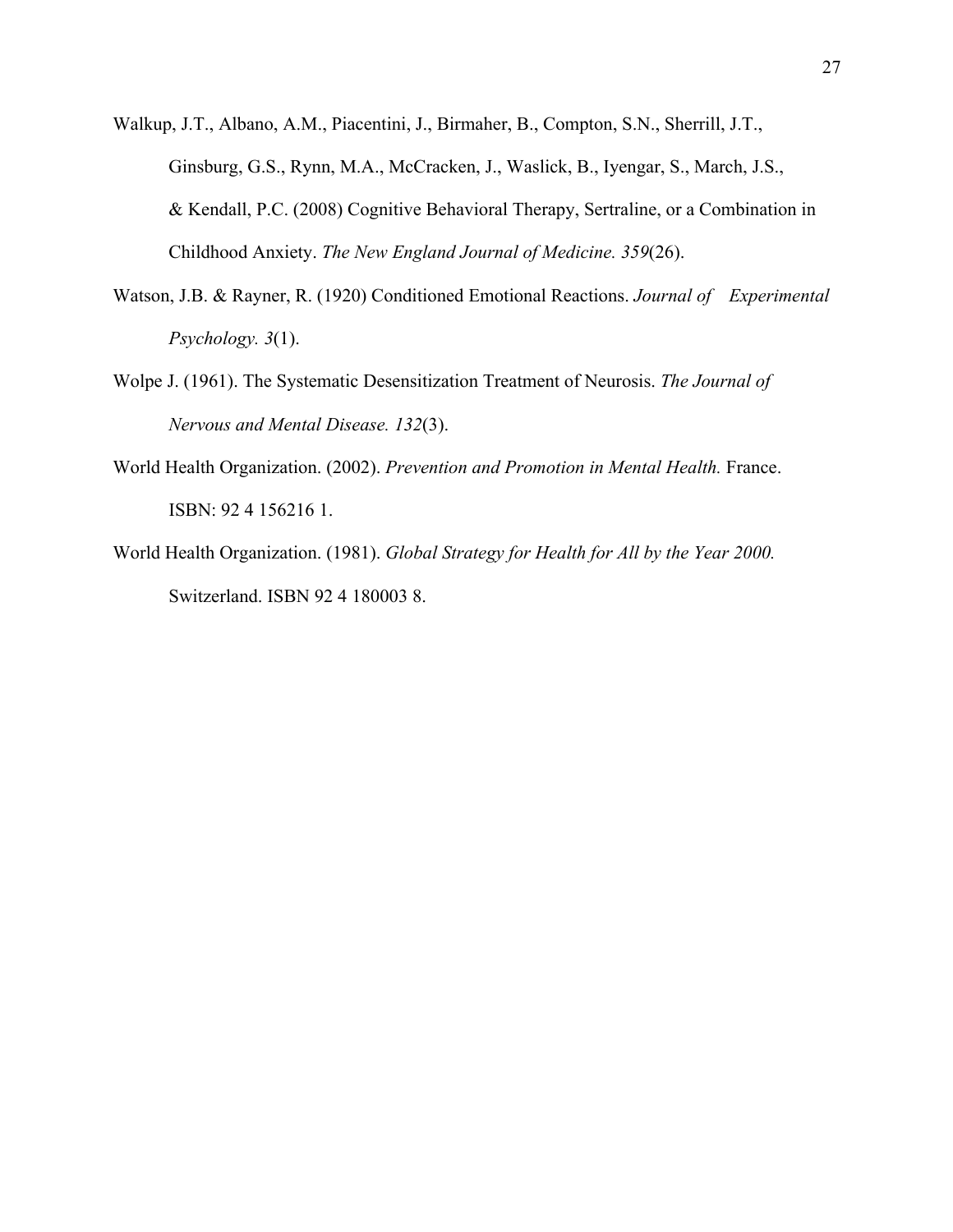Walkup, J.T., Albano, A.M., Piacentini, J., Birmaher, B., Compton, S.N., Sherrill, J.T., Ginsburg, G.S., Rynn, M.A., McCracken, J., Waslick, B., Iyengar, S., March, J.S., & Kendall, P.C. (2008) Cognitive Behavioral Therapy, Sertraline, or a Combination in Childhood Anxiety. *The New England Journal of Medicine. 359*(26).

Watson, J.B. & Rayner, R. (1920) Conditioned Emotional Reactions. *Journal of Experimental Psychology. 3*(1).

Wolpe J. (1961). The Systematic Desensitization Treatment of Neurosis. *The Journal of Nervous and Mental Disease. 132*(3).

World Health Organization. (2002). *Prevention and Promotion in Mental Health.* France. ISBN: 92 4 156216 1.

World Health Organization. (1981). *Global Strategy for Health for All by the Year 2000.* Switzerland. ISBN 92 4 180003 8.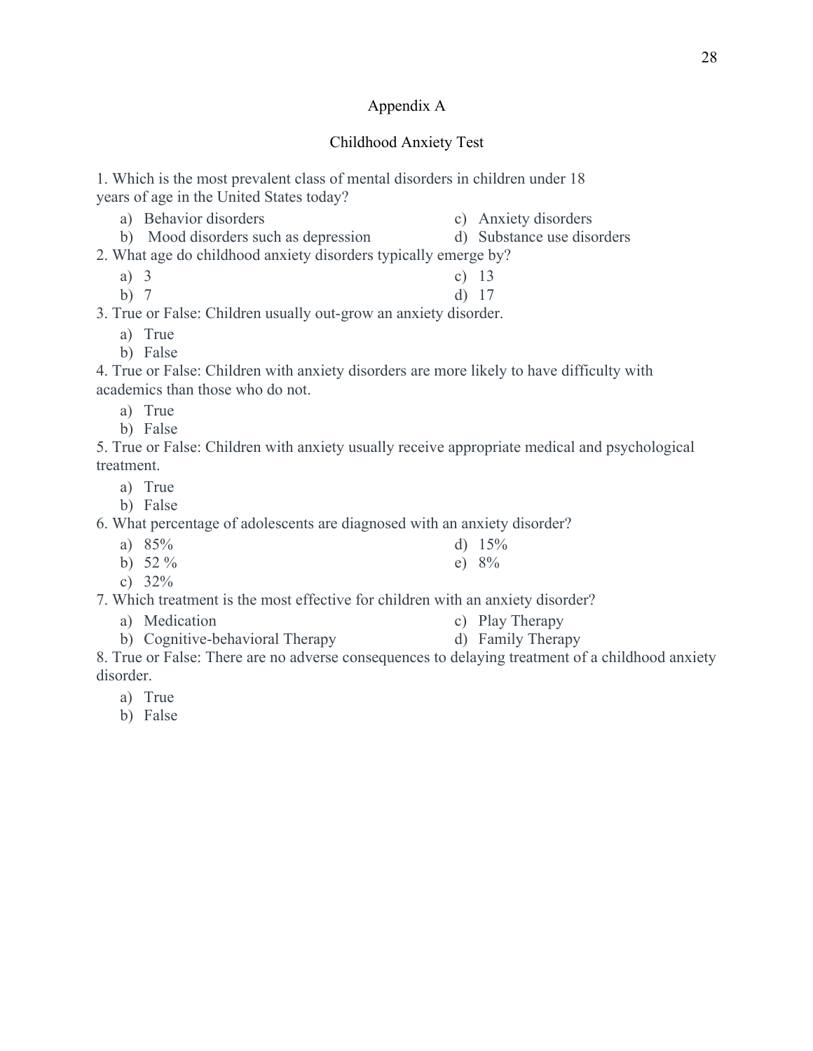# Appendix A

## Childhood Anxiety Test

1. Which is the most prevalent class of mental disorders in children under 18 years of age in the United States today?
   - a) Behavior disorders
   - b) Mood disorders such as depression
   - c) Anxiety disorders
   - d) Substance use disorders

2. What age do childhood anxiety disorders typically emerge by?
   - a) 3
   - b) 7
   - c) 13
   - d) 17

3. True or False: Children usually out-grow an anxiety disorder.
   - a) True
   - b) False

4. True or False: Children with anxiety disorders are more likely to have difficulty with academics than those who do not.
   - a) True
   - b) False

5. True or False: Children with anxiety usually receive appropriate medical and psychological treatment.
   - a) True
   - b) False

6. What percentage of adolescents are diagnosed with an anxiety disorder?
   - a) 85%
   - b) 52 %
   - c) 32%
   - d) 15%
   - e) 8%

7. Which treatment is the most effective for children with an anxiety disorder?
   - a) Medication
   - b) Cognitive-behavioral Therapy
   - c) Play Therapy
   - d) Family Therapy

8. True or False: There are no adverse consequences to delaying treatment of a childhood anxiety disorder.
   - a) True
   - b) False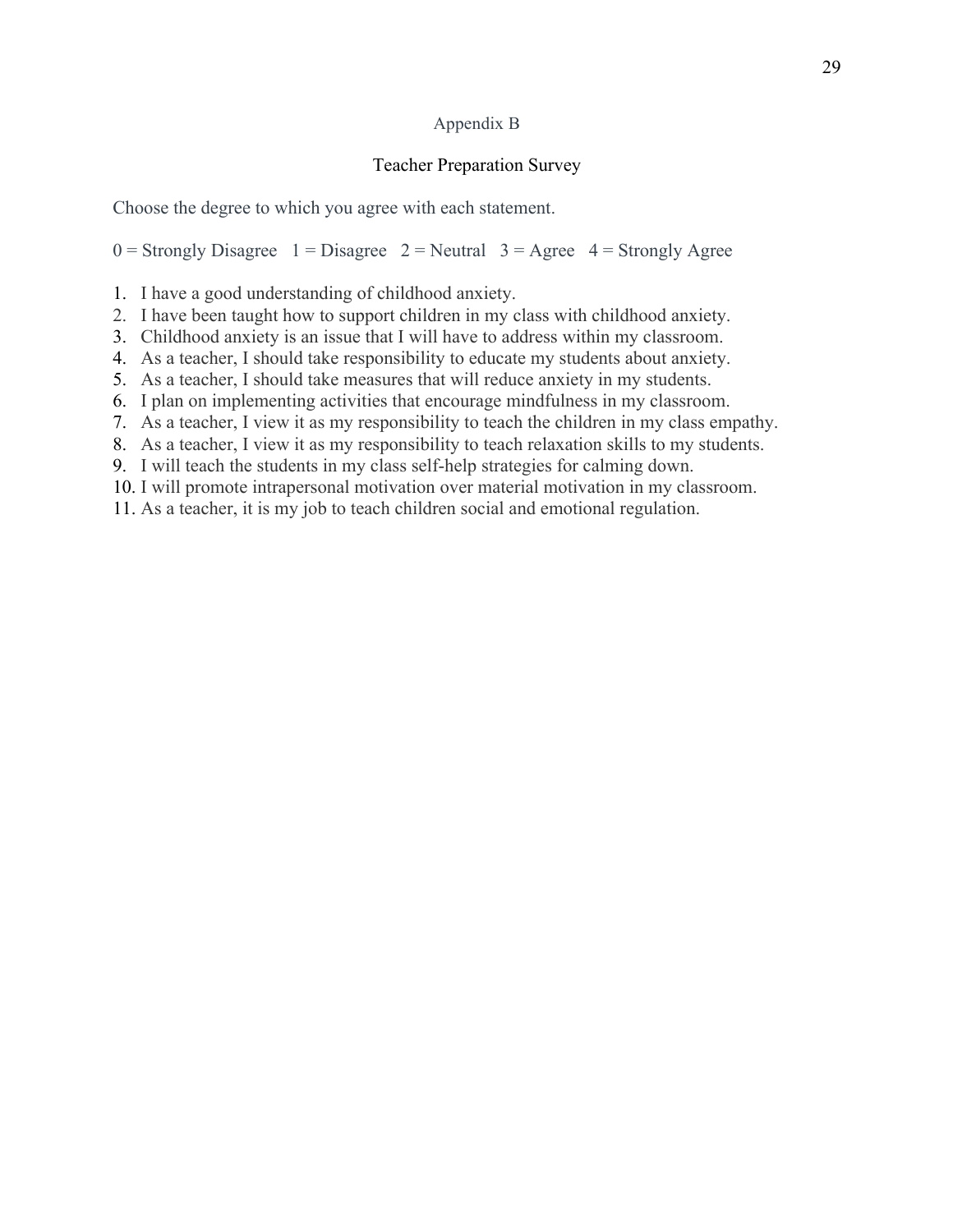## Appendix B

## Teacher Preparation Survey

Choose the degree to which you agree with each statement.

0 = Strongly Disagree 1 = Disagree 2 = Neutral 3 = Agree 4 = Strongly Agree

1. I have a good understanding of childhood anxiety.
2. I have been taught how to support children in my class with childhood anxiety.
3. Childhood anxiety is an issue that I will have to address within my classroom.
4. As a teacher, I should take responsibility to educate my students about anxiety.
5. As a teacher, I should take measures that will reduce anxiety in my students.
6. I plan on implementing activities that encourage mindfulness in my classroom.
7. As a teacher, I view it as my responsibility to teach the children in my class empathy.
8. As a teacher, I view it as my responsibility to teach relaxation skills to my students.
9. I will teach the students in my class self-help strategies for calming down.
10. I will promote intrapersonal motivation over material motivation in my classroom.
11. As a teacher, it is my job to teach children social and emotional regulation.